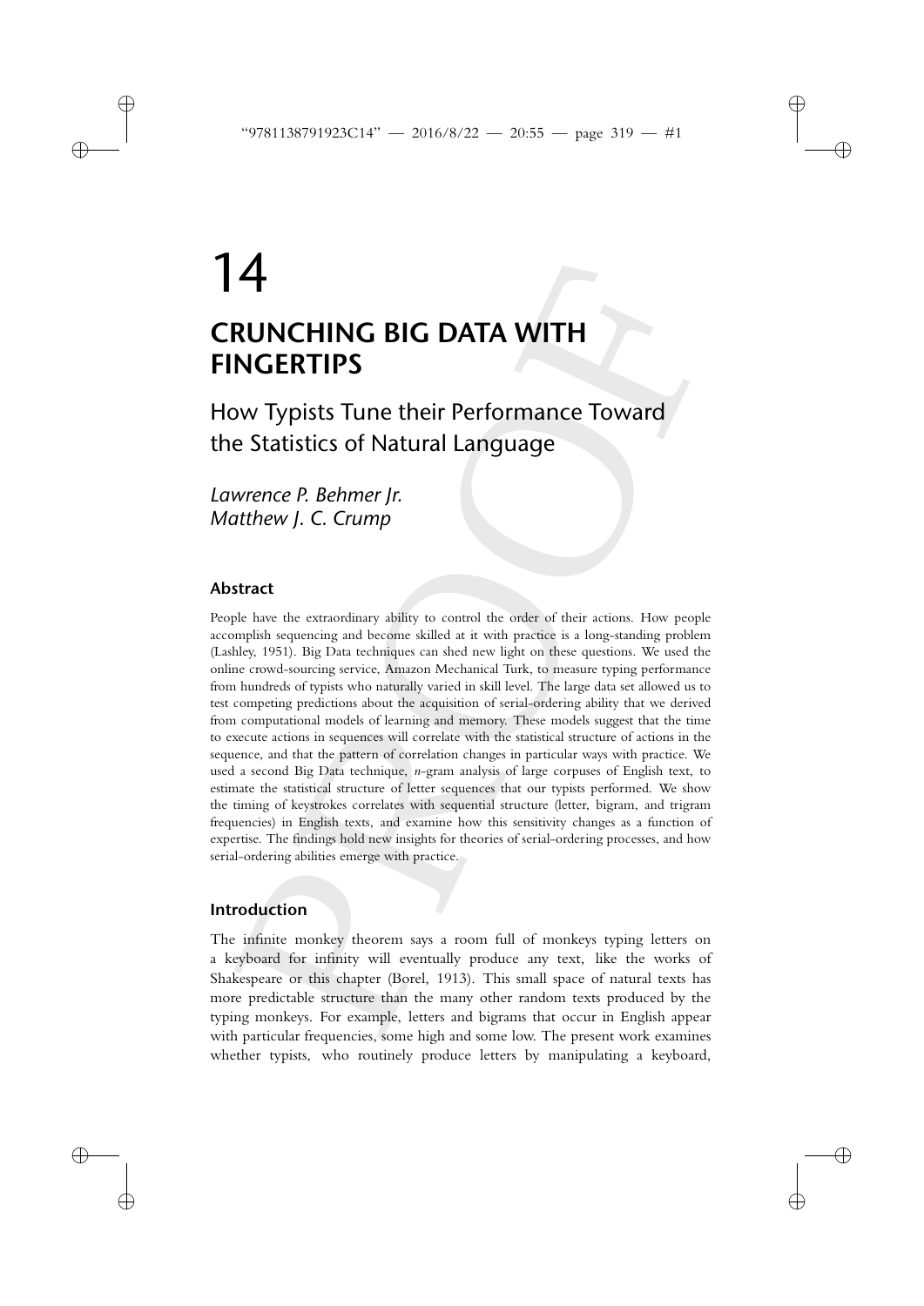# 14

# CRUNCHING BIG DATA WITH FINGERTIPS

## How Typists Tune their Performance Toward the Statistics of Natural Language

*Lawrence P. Behmer Jr.*
*Matthew J. C. Crump*

### Abstract

People have the extraordinary ability to control the order of their actions. How people accomplish sequencing and become skilled at it with practice is a long-standing problem (Lashley, 1951). Big Data techniques can shed new light on these questions. We used the online crowd-sourcing service, Amazon Mechanical Turk, to measure typing performance from hundreds of typists who naturally varied in skill level. The large data set allowed us to test competing predictions about the acquisition of serial-ordering ability that we derived from computational models of learning and memory. These models suggest that the time to execute actions in sequences will correlate with the statistical structure of actions in the sequence, and that the pattern of correlation changes in particular ways with practice. We used a second Big Data technique, *n*-gram analysis of large corpuses of English text, to estimate the statistical structure of letter sequences that our typists performed. We show the timing of keystrokes correlates with sequential structure (letter, bigram, and trigram frequencies) in English texts, and examine how this sensitivity changes as a function of expertise. The findings hold new insights for theories of serial-ordering processes, and how serial-ordering abilities emerge with practice.

### Introduction

The infinite monkey theorem says a room full of monkeys typing letters on a keyboard for infinity will eventually produce any text, like the works of Shakespeare or this chapter (Borel, 1913). This small space of natural texts has more predictable structure than the many other random texts produced by the typing monkeys. For example, letters and bigrams that occur in English appear with particular frequencies, some high and some low. The present work examines whether typists, who routinely produce letters by manipulating a keyboard,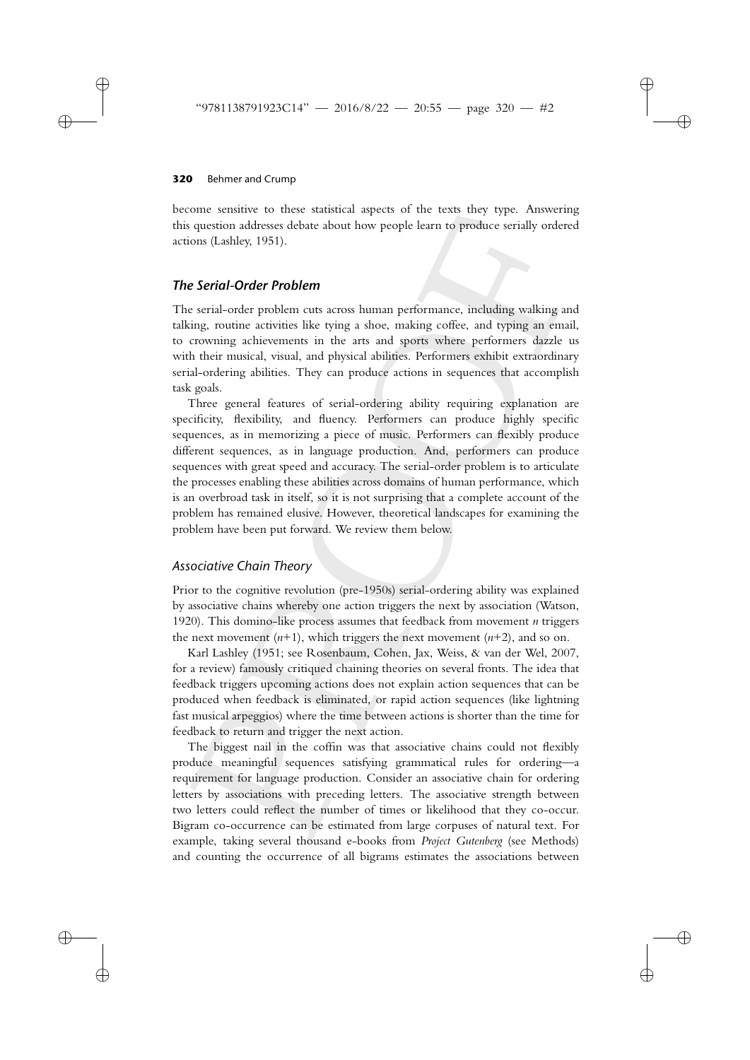become sensitive to these statistical aspects of the texts they type. Answering this question addresses debate about how people learn to produce serially ordered actions (Lashley, 1951).

## *The Serial-Order Problem*

The serial-order problem cuts across human performance, including walking and talking, routine activities like tying a shoe, making coffee, and typing an email, to crowning achievements in the arts and sports where performers dazzle us with their musical, visual, and physical abilities. Performers exhibit extraordinary serial-ordering abilities. They can produce actions in sequences that accomplish task goals.

Three general features of serial-ordering ability requiring explanation are specificity, flexibility, and fluency. Performers can produce highly specific sequences, as in memorizing a piece of music. Performers can flexibly produce different sequences, as in language production. And, performers can produce sequences with great speed and accuracy. The serial-order problem is to articulate the processes enabling these abilities across domains of human performance, which is an overbroad task in itself, so it is not surprising that a complete account of the problem has remained elusive. However, theoretical landscapes for examining the problem have been put forward. We review them below.

### *Associative Chain Theory*

Prior to the cognitive revolution (pre-1950s) serial-ordering ability was explained by associative chains whereby one action triggers the next by association (Watson, 1920). This domino-like process assumes that feedback from movement $n$ triggers the next movement ($n$+1), which triggers the next movement ($n$+2), and so on.

Karl Lashley (1951; see Rosenbaum, Cohen, Jax, Weiss, & van der Wel, 2007, for a review) famously critiqued chaining theories on several fronts. The idea that feedback triggers upcoming actions does not explain action sequences that can be produced when feedback is eliminated, or rapid action sequences (like lightning fast musical arpeggios) where the time between actions is shorter than the time for feedback to return and trigger the next action.

The biggest nail in the coffin was that associative chains could not flexibly produce meaningful sequences satisfying grammatical rules for ordering—a requirement for language production. Consider an associative chain for ordering letters by associations with preceding letters. The associative strength between two letters could reflect the number of times or likelihood that they co-occur. Bigram co-occurrence can be estimated from large corpuses of natural text. For example, taking several thousand e-books from *Project Gutenberg* (see Methods) and counting the occurrence of all bigrams estimates the associations between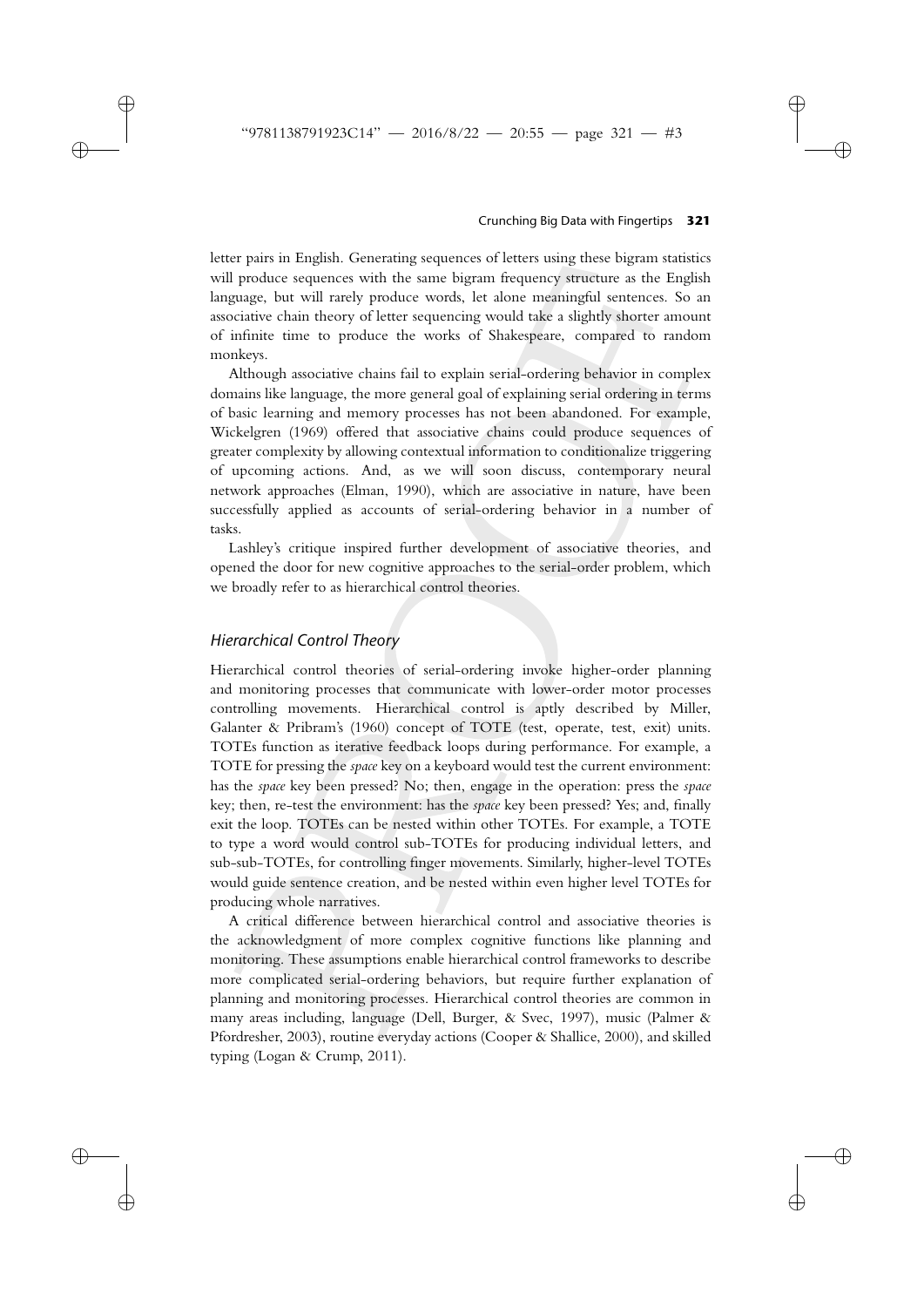letter pairs in English. Generating sequences of letters using these bigram statistics will produce sequences with the same bigram frequency structure as the English language, but will rarely produce words, let alone meaningful sentences. So an associative chain theory of letter sequencing would take a slightly shorter amount of infinite time to produce the works of Shakespeare, compared to random monkeys.

Although associative chains fail to explain serial-ordering behavior in complex domains like language, the more general goal of explaining serial ordering in terms of basic learning and memory processes has not been abandoned. For example, Wickelgren (1969) offered that associative chains could produce sequences of greater complexity by allowing contextual information to conditionalize triggering of upcoming actions. And, as we will soon discuss, contemporary neural network approaches (Elman, 1990), which are associative in nature, have been successfully applied as accounts of serial-ordering behavior in a number of tasks.

Lashley's critique inspired further development of associative theories, and opened the door for new cognitive approaches to the serial-order problem, which we broadly refer to as hierarchical control theories.

### *Hierarchical Control Theory*

Hierarchical control theories of serial-ordering invoke higher-order planning and monitoring processes that communicate with lower-order motor processes controlling movements. Hierarchical control is aptly described by Miller, Galanter & Pribram's (1960) concept of TOTE (test, operate, test, exit) units. TOTEs function as iterative feedback loops during performance. For example, a TOTE for pressing the *space* key on a keyboard would test the current environment: has the *space* key been pressed? No; then, engage in the operation: press the *space* key; then, re-test the environment: has the *space* key been pressed? Yes; and, finally exit the loop. TOTEs can be nested within other TOTEs. For example, a TOTE to type a word would control sub-TOTEs for producing individual letters, and sub-sub-TOTEs, for controlling finger movements. Similarly, higher-level TOTEs would guide sentence creation, and be nested within even higher level TOTEs for producing whole narratives.

A critical difference between hierarchical control and associative theories is the acknowledgment of more complex cognitive functions like planning and monitoring. These assumptions enable hierarchical control frameworks to describe more complicated serial-ordering behaviors, but require further explanation of planning and monitoring processes. Hierarchical control theories are common in many areas including, language (Dell, Burger, & Svec, 1997), music (Palmer & Pfordresher, 2003), routine everyday actions (Cooper & Shallice, 2000), and skilled typing (Logan & Crump, 2011).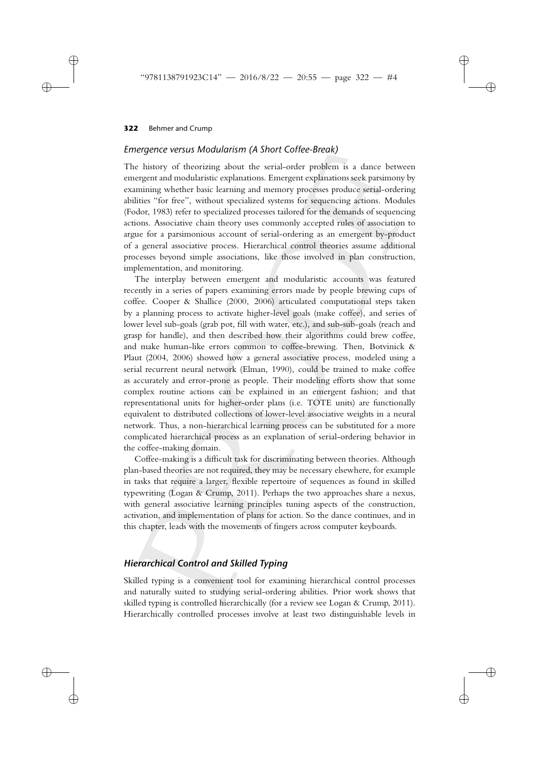### *Emergence versus Modularism (A Short Coffee-Break)*

The history of theorizing about the serial-order problem is a dance between emergent and modularistic explanations. Emergent explanations seek parsimony by examining whether basic learning and memory processes produce serial-ordering abilities "for free", without specialized systems for sequencing actions. Modules (Fodor, 1983) refer to specialized processes tailored for the demands of sequencing actions. Associative chain theory uses commonly accepted rules of association to argue for a parsimonious account of serial-ordering as an emergent by-product of a general associative process. Hierarchical control theories assume additional processes beyond simple associations, like those involved in plan construction, implementation, and monitoring.

The interplay between emergent and modularistic accounts was featured recently in a series of papers examining errors made by people brewing cups of coffee. Cooper & Shallice (2000, 2006) articulated computational steps taken by a planning process to activate higher-level goals (make coffee), and series of lower level sub-goals (grab pot, fill with water, etc.), and sub-sub-goals (reach and grasp for handle), and then described how their algorithms could brew coffee, and make human-like errors common to coffee-brewing. Then, Botvinick & Plaut (2004, 2006) showed how a general associative process, modeled using a serial recurrent neural network (Elman, 1990), could be trained to make coffee as accurately and error-prone as people. Their modeling efforts show that some complex routine actions can be explained in an emergent fashion; and that representational units for higher-order plans (i.e. TOTE units) are functionally equivalent to distributed collections of lower-level associative weights in a neural network. Thus, a non-hierarchical learning process can be substituted for a more complicated hierarchical process as an explanation of serial-ordering behavior in the coffee-making domain.

Coffee-making is a difficult task for discriminating between theories. Although plan-based theories are not required, they may be necessary elsewhere, for example in tasks that require a larger, flexible repertoire of sequences as found in skilled typewriting (Logan & Crump, 2011). Perhaps the two approaches share a nexus, with general associative learning principles tuning aspects of the construction, activation, and implementation of plans for action. So the dance continues, and in this chapter, leads with the movements of fingers across computer keyboards.

## *Hierarchical Control and Skilled Typing*

Skilled typing is a convenient tool for examining hierarchical control processes and naturally suited to studying serial-ordering abilities. Prior work shows that skilled typing is controlled hierarchically (for a review see Logan & Crump, 2011). Hierarchically controlled processes involve at least two distinguishable levels in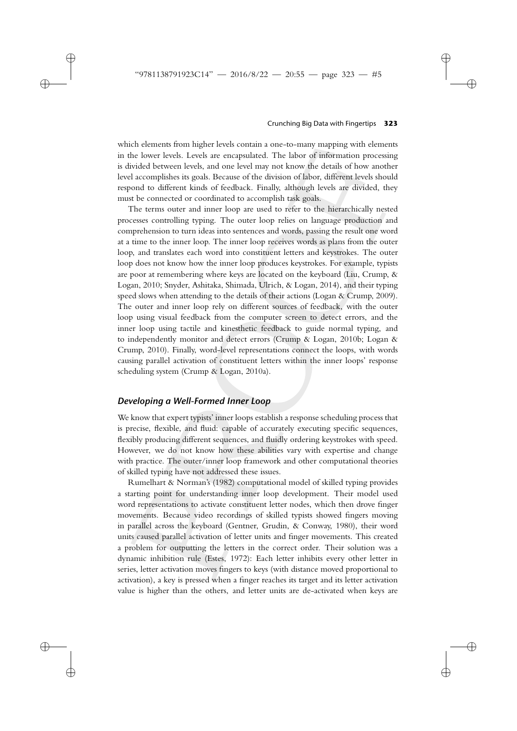which elements from higher levels contain a one-to-many mapping with elements in the lower levels. Levels are encapsulated. The labor of information processing is divided between levels, and one level may not know the details of how another level accomplishes its goals. Because of the division of labor, different levels should respond to different kinds of feedback. Finally, although levels are divided, they must be connected or coordinated to accomplish task goals.

The terms outer and inner loop are used to refer to the hierarchically nested processes controlling typing. The outer loop relies on language production and comprehension to turn ideas into sentences and words, passing the result one word at a time to the inner loop. The inner loop receives words as plans from the outer loop, and translates each word into constituent letters and keystrokes. The outer loop does not know how the inner loop produces keystrokes. For example, typists are poor at remembering where keys are located on the keyboard (Liu, Crump, & Logan, 2010; Snyder, Ashitaka, Shimada, Ulrich, & Logan, 2014), and their typing speed slows when attending to the details of their actions (Logan & Crump, 2009). The outer and inner loop rely on different sources of feedback, with the outer loop using visual feedback from the computer screen to detect errors, and the inner loop using tactile and kinesthetic feedback to guide normal typing, and to independently monitor and detect errors (Crump & Logan, 2010b; Logan & Crump, 2010). Finally, word-level representations connect the loops, with words causing parallel activation of constituent letters within the inner loops' response scheduling system (Crump & Logan, 2010a).

### *Developing a Well-Formed Inner Loop*

We know that expert typists' inner loops establish a response scheduling process that is precise, flexible, and fluid: capable of accurately executing specific sequences, flexibly producing different sequences, and fluidly ordering keystrokes with speed. However, we do not know how these abilities vary with expertise and change with practice. The outer/inner loop framework and other computational theories of skilled typing have not addressed these issues.

Rumelhart & Norman's (1982) computational model of skilled typing provides a starting point for understanding inner loop development. Their model used word representations to activate constituent letter nodes, which then drove finger movements. Because video recordings of skilled typists showed fingers moving in parallel across the keyboard (Gentner, Grudin, & Conway, 1980), their word units caused parallel activation of letter units and finger movements. This created a problem for outputting the letters in the correct order. Their solution was a dynamic inhibition rule (Estes, 1972): Each letter inhibits every other letter in series, letter activation moves fingers to keys (with distance moved proportional to activation), a key is pressed when a finger reaches its target and its letter activation value is higher than the others, and letter units are de-activated when keys are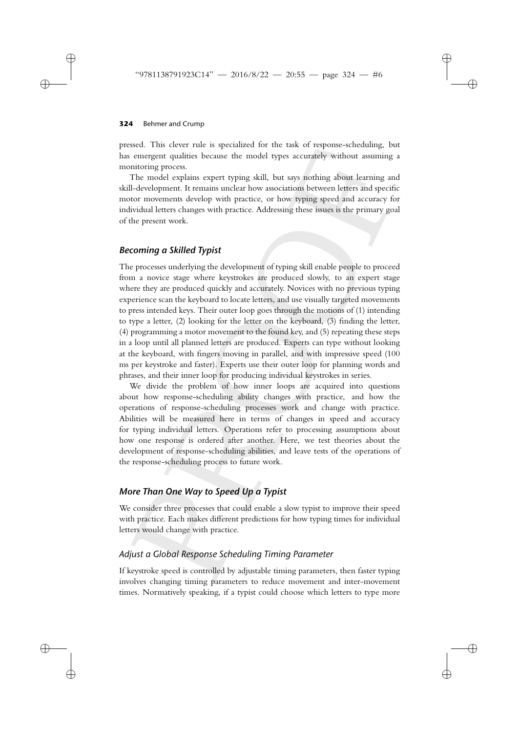pressed. This clever rule is specialized for the task of response-scheduling, but has emergent qualities because the model types accurately without assuming a monitoring process.

The model explains expert typing skill, but says nothing about learning and skill-development. It remains unclear how associations between letters and specific motor movements develop with practice, or how typing speed and accuracy for individual letters changes with practice. Addressing these issues is the primary goal of the present work.

### *Becoming a Skilled Typist*

The processes underlying the development of typing skill enable people to proceed from a novice stage where keystrokes are produced slowly, to an expert stage where they are produced quickly and accurately. Novices with no previous typing experience scan the keyboard to locate letters, and use visually targeted movements to press intended keys. Their outer loop goes through the motions of (1) intending to type a letter, (2) looking for the letter on the keyboard, (3) finding the letter, (4) programming a motor movement to the found key, and (5) repeating these steps in a loop until all planned letters are produced. Experts can type without looking at the keyboard, with fingers moving in parallel, and with impressive speed (100 ms per keystroke and faster). Experts use their outer loop for planning words and phrases, and their inner loop for producing individual keystrokes in series.

We divide the problem of how inner loops are acquired into questions about how response-scheduling ability changes with practice, and how the operations of response-scheduling processes work and change with practice. Abilities will be measured here in terms of changes in speed and accuracy for typing individual letters. Operations refer to processing assumptions about how one response is ordered after another. Here, we test theories about the development of response-scheduling abilities, and leave tests of the operations of the response-scheduling process to future work.

### *More Than One Way to Speed Up a Typist*

We consider three processes that could enable a slow typist to improve their speed with practice. Each makes different predictions for how typing times for individual letters would change with practice.

#### *Adjust a Global Response Scheduling Timing Parameter*

If keystroke speed is controlled by adjustable timing parameters, then faster typing involves changing timing parameters to reduce movement and inter-movement times. Normatively speaking, if a typist could choose which letters to type more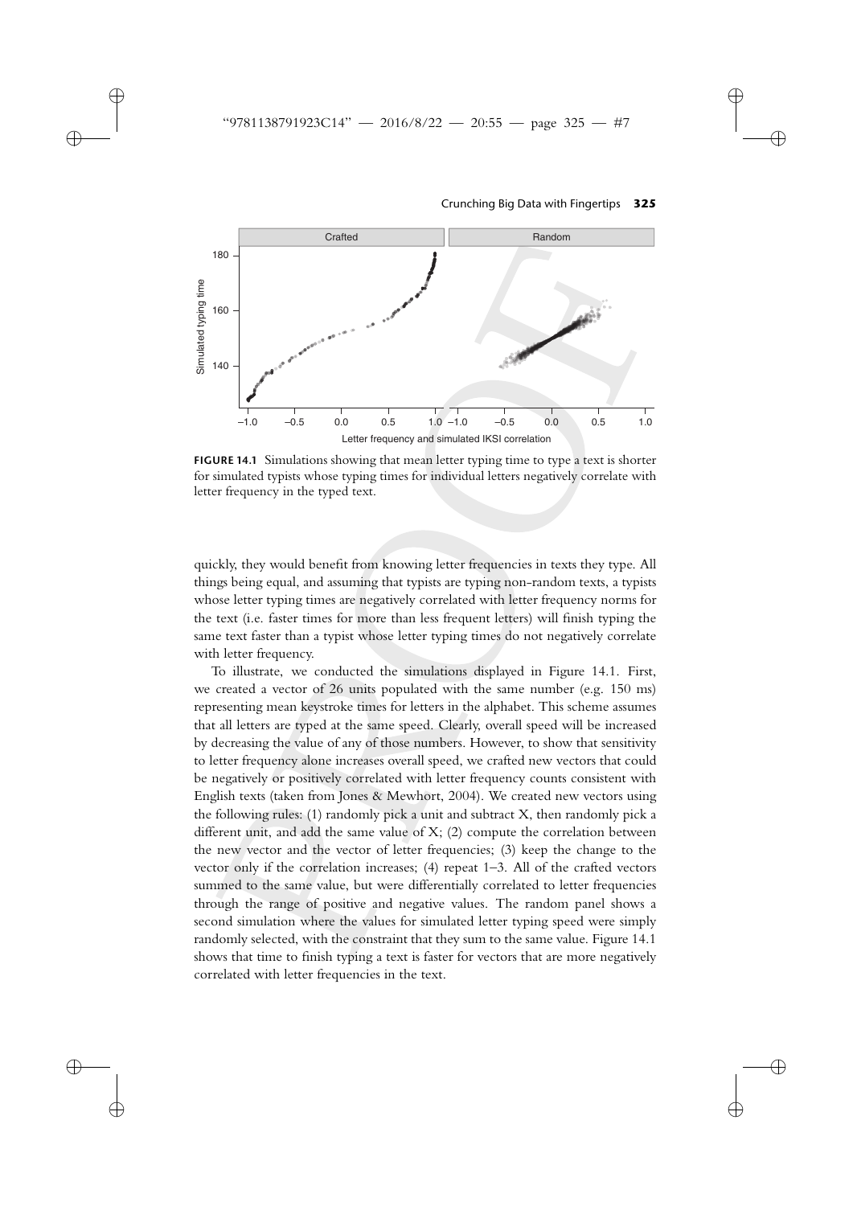**FIGURE 14.1** Simulations showing that mean letter typing time to type a text is shorter for simulated typists whose typing times for individual letters negatively correlate with letter frequency in the typed text.

quickly, they would benefit from knowing letter frequencies in texts they type. All things being equal, and assuming that typists are typing non-random texts, a typists whose letter typing times are negatively correlated with letter frequency norms for the text (i.e. faster times for more than less frequent letters) will finish typing the same text faster than a typist whose letter typing times do not negatively correlate with letter frequency.

To illustrate, we conducted the simulations displayed in Figure 14.1. First, we created a vector of 26 units populated with the same number (e.g. 150 ms) representing mean keystroke times for letters in the alphabet. This scheme assumes that all letters are typed at the same speed. Clearly, overall speed will be increased by decreasing the value of any of those numbers. However, to show that sensitivity to letter frequency alone increases overall speed, we crafted new vectors that could be negatively or positively correlated with letter frequency counts consistent with English texts (taken from Jones & Mewhort, 2004). We created new vectors using the following rules: (1) randomly pick a unit and subtract X, then randomly pick a different unit, and add the same value of X; (2) compute the correlation between the new vector and the vector of letter frequencies; (3) keep the change to the vector only if the correlation increases; (4) repeat 1–3. All of the crafted vectors summed to the same value, but were differentially correlated to letter frequencies through the range of positive and negative values. The random panel shows a second simulation where the values for simulated letter typing speed were simply randomly selected, with the constraint that they sum to the same value. Figure 14.1 shows that time to finish typing a text is faster for vectors that are more negatively correlated with letter frequencies in the text.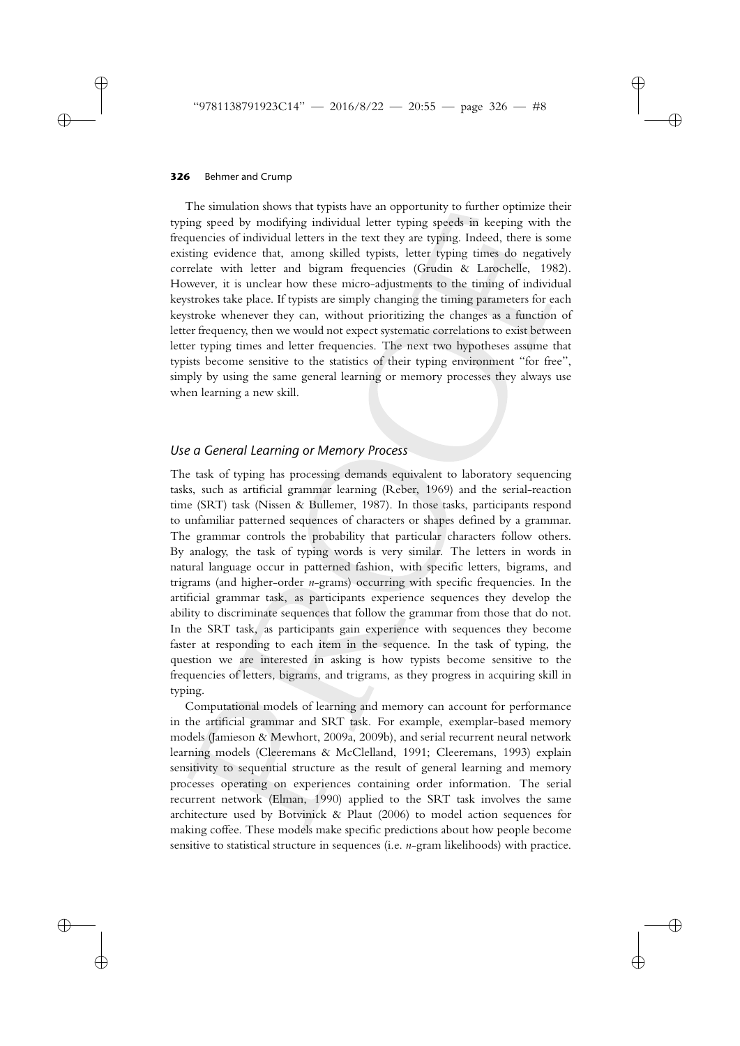The simulation shows that typists have an opportunity to further optimize their typing speed by modifying individual letter typing speeds in keeping with the frequencies of individual letters in the text they are typing. Indeed, there is some existing evidence that, among skilled typists, letter typing times do negatively correlate with letter and bigram frequencies (Grudin & Larochelle, 1982). However, it is unclear how these micro-adjustments to the timing of individual keystrokes take place. If typists are simply changing the timing parameters for each keystroke whenever they can, without prioritizing the changes as a function of letter frequency, then we would not expect systematic correlations to exist between letter typing times and letter frequencies. The next two hypotheses assume that typists become sensitive to the statistics of their typing environment "for free", simply by using the same general learning or memory processes they always use when learning a new skill.

### *Use a General Learning or Memory Process*

The task of typing has processing demands equivalent to laboratory sequencing tasks, such as artificial grammar learning (Reber, 1969) and the serial-reaction time (SRT) task (Nissen & Bullemer, 1987). In those tasks, participants respond to unfamiliar patterned sequences of characters or shapes defined by a grammar. The grammar controls the probability that particular characters follow others. By analogy, the task of typing words is very similar. The letters in words in natural language occur in patterned fashion, with specific letters, bigrams, and trigrams (and higher-order *n*-grams) occurring with specific frequencies. In the artificial grammar task, as participants experience sequences they develop the ability to discriminate sequences that follow the grammar from those that do not. In the SRT task, as participants gain experience with sequences they become faster at responding to each item in the sequence. In the task of typing, the question we are interested in asking is how typists become sensitive to the frequencies of letters, bigrams, and trigrams, as they progress in acquiring skill in typing.

Computational models of learning and memory can account for performance in the artificial grammar and SRT task. For example, exemplar-based memory models (Jamieson & Mewhort, 2009a, 2009b), and serial recurrent neural network learning models (Cleeremans & McClelland, 1991; Cleeremans, 1993) explain sensitivity to sequential structure as the result of general learning and memory processes operating on experiences containing order information. The serial recurrent network (Elman, 1990) applied to the SRT task involves the same architecture used by Botvinick & Plaut (2006) to model action sequences for making coffee. These models make specific predictions about how people become sensitive to statistical structure in sequences (i.e. *n*-gram likelihoods) with practice.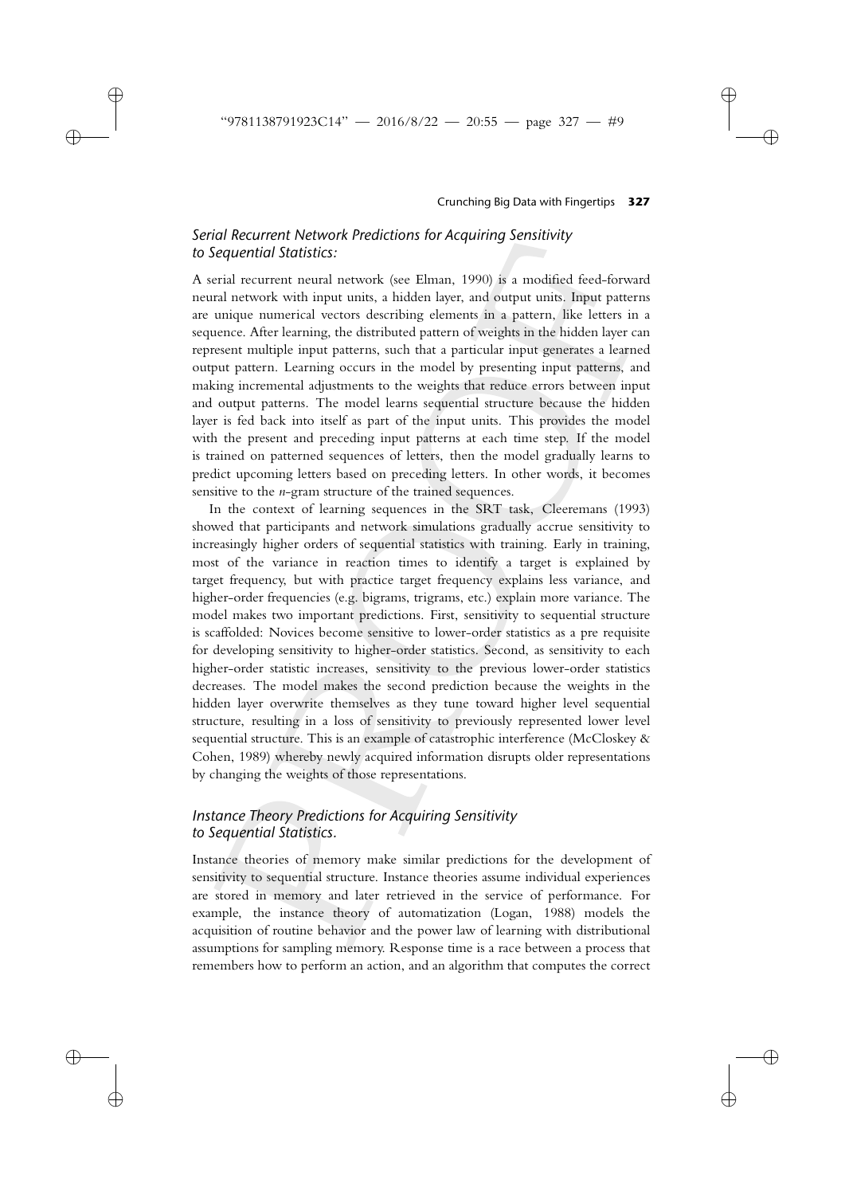### *Serial Recurrent Network Predictions for Acquiring Sensitivity to Sequential Statistics:*

A serial recurrent neural network (see Elman, 1990) is a modified feed-forward neural network with input units, a hidden layer, and output units. Input patterns are unique numerical vectors describing elements in a pattern, like letters in a sequence. After learning, the distributed pattern of weights in the hidden layer can represent multiple input patterns, such that a particular input generates a learned output pattern. Learning occurs in the model by presenting input patterns, and making incremental adjustments to the weights that reduce errors between input and output patterns. The model learns sequential structure because the hidden layer is fed back into itself as part of the input units. This provides the model with the present and preceding input patterns at each time step. If the model is trained on patterned sequences of letters, then the model gradually learns to predict upcoming letters based on preceding letters. In other words, it becomes sensitive to the *n*-gram structure of the trained sequences.

In the context of learning sequences in the SRT task, Cleeremans (1993) showed that participants and network simulations gradually accrue sensitivity to increasingly higher orders of sequential statistics with training. Early in training, most of the variance in reaction times to identify a target is explained by target frequency, but with practice target frequency explains less variance, and higher-order frequencies (e.g. bigrams, trigrams, etc.) explain more variance. The model makes two important predictions. First, sensitivity to sequential structure is scaffolded: Novices become sensitive to lower-order statistics as a pre requisite for developing sensitivity to higher-order statistics. Second, as sensitivity to each higher-order statistic increases, sensitivity to the previous lower-order statistics decreases. The model makes the second prediction because the weights in the hidden layer overwrite themselves as they tune toward higher level sequential structure, resulting in a loss of sensitivity to previously represented lower level sequential structure. This is an example of catastrophic interference (McCloskey & Cohen, 1989) whereby newly acquired information disrupts older representations by changing the weights of those representations.

### *Instance Theory Predictions for Acquiring Sensitivity to Sequential Statistics.*

Instance theories of memory make similar predictions for the development of sensitivity to sequential structure. Instance theories assume individual experiences are stored in memory and later retrieved in the service of performance. For example, the instance theory of automatization (Logan, 1988) models the acquisition of routine behavior and the power law of learning with distributional assumptions for sampling memory. Response time is a race between a process that remembers how to perform an action, and an algorithm that computes the correct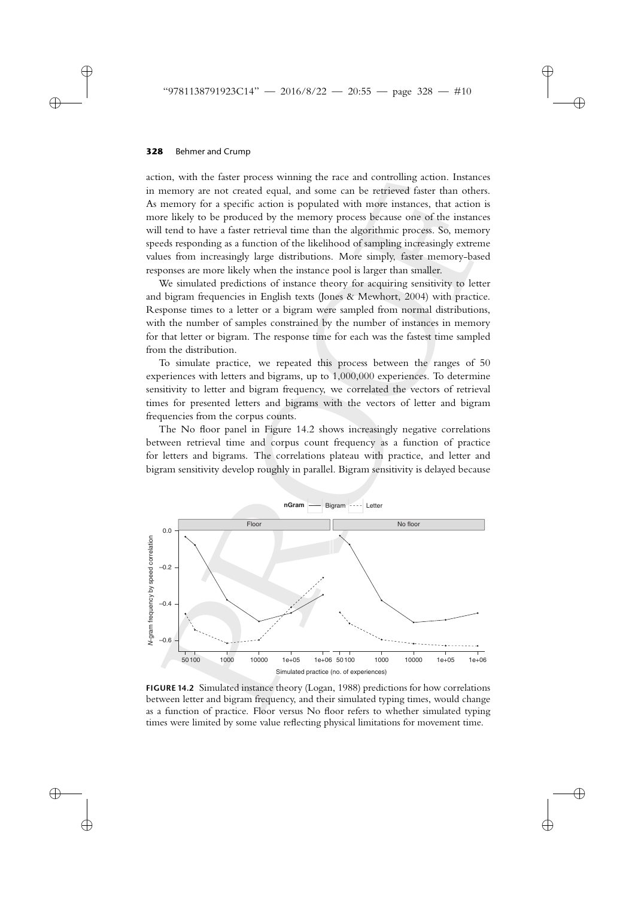action, with the faster process winning the race and controlling action. Instances in memory are not created equal, and some can be retrieved faster than others. As memory for a specific action is populated with more instances, that action is more likely to be produced by the memory process because one of the instances will tend to have a faster retrieval time than the algorithmic process. So, memory speeds responding as a function of the likelihood of sampling increasingly extreme values from increasingly large distributions. More simply, faster memory-based responses are more likely when the instance pool is larger than smaller.

We simulated predictions of instance theory for acquiring sensitivity to letter and bigram frequencies in English texts (Jones & Mewhort, 2004) with practice. Response times to a letter or a bigram were sampled from normal distributions, with the number of samples constrained by the number of instances in memory for that letter or bigram. The response time for each was the fastest time sampled from the distribution.

To simulate practice, we repeated this process between the ranges of 50 experiences with letters and bigrams, up to 1,000,000 experiences. To determine sensitivity to letter and bigram frequency, we correlated the vectors of retrieval times for presented letters and bigrams with the vectors of letter and bigram frequencies from the corpus counts.

The No floor panel in Figure 14.2 shows increasingly negative correlations between retrieval time and corpus count frequency as a function of practice for letters and bigrams. The correlations plateau with practice, and letter and bigram sensitivity develop roughly in parallel. Bigram sensitivity is delayed because

**FIGURE 14.2** Simulated instance theory (Logan, 1988) predictions for how correlations between letter and bigram frequency, and their simulated typing times, would change as a function of practice. Floor versus No floor refers to whether simulated typing times were limited by some value reflecting physical limitations for movement time.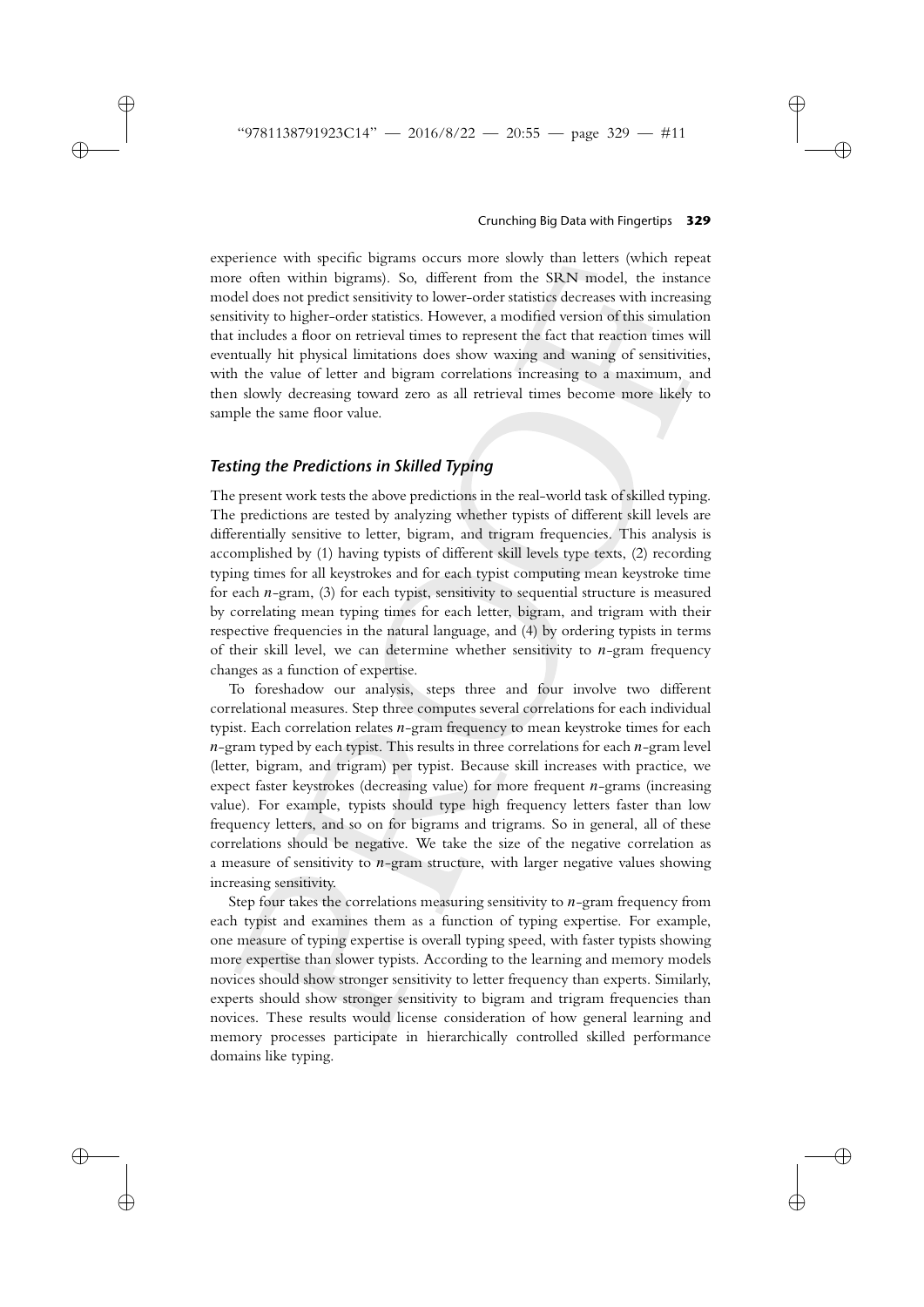experience with specific bigrams occurs more slowly than letters (which repeat more often within bigrams). So, different from the SRN model, the instance model does not predict sensitivity to lower-order statistics decreases with increasing sensitivity to higher-order statistics. However, a modified version of this simulation that includes a floor on retrieval times to represent the fact that reaction times will eventually hit physical limitations does show waxing and waning of sensitivities, with the value of letter and bigram correlations increasing to a maximum, and then slowly decreasing toward zero as all retrieval times become more likely to sample the same floor value.

### *Testing the Predictions in Skilled Typing*

The present work tests the above predictions in the real-world task of skilled typing. The predictions are tested by analyzing whether typists of different skill levels are differentially sensitive to letter, bigram, and trigram frequencies. This analysis is accomplished by (1) having typists of different skill levels type texts, (2) recording typing times for all keystrokes and for each typist computing mean keystroke time for each *n*-gram, (3) for each typist, sensitivity to sequential structure is measured by correlating mean typing times for each letter, bigram, and trigram with their respective frequencies in the natural language, and (4) by ordering typists in terms of their skill level, we can determine whether sensitivity to *n*-gram frequency changes as a function of expertise.

To foreshadow our analysis, steps three and four involve two different correlational measures. Step three computes several correlations for each individual typist. Each correlation relates *n*-gram frequency to mean keystroke times for each *n*-gram typed by each typist. This results in three correlations for each *n*-gram level (letter, bigram, and trigram) per typist. Because skill increases with practice, we expect faster keystrokes (decreasing value) for more frequent *n*-grams (increasing value). For example, typists should type high frequency letters faster than low frequency letters, and so on for bigrams and trigrams. So in general, all of these correlations should be negative. We take the size of the negative correlation as a measure of sensitivity to *n*-gram structure, with larger negative values showing increasing sensitivity.

Step four takes the correlations measuring sensitivity to *n*-gram frequency from each typist and examines them as a function of typing expertise. For example, one measure of typing expertise is overall typing speed, with faster typists showing more expertise than slower typists. According to the learning and memory models novices should show stronger sensitivity to letter frequency than experts. Similarly, experts should show stronger sensitivity to bigram and trigram frequencies than novices. These results would license consideration of how general learning and memory processes participate in hierarchically controlled skilled performance domains like typing.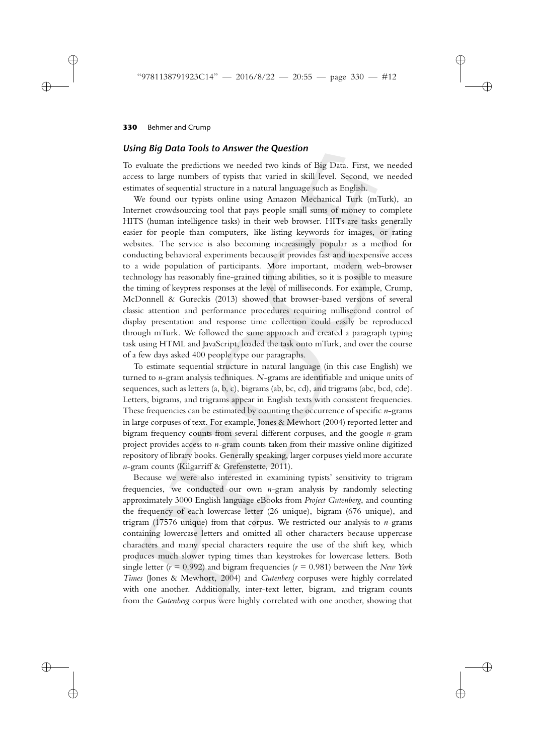### *Using Big Data Tools to Answer the Question*

To evaluate the predictions we needed two kinds of Big Data. First, we needed access to large numbers of typists that varied in skill level. Second, we needed estimates of sequential structure in a natural language such as English.

We found our typists online using Amazon Mechanical Turk (mTurk), an Internet crowdsourcing tool that pays people small sums of money to complete HITS (human intelligence tasks) in their web browser. HITs are tasks generally easier for people than computers, like listing keywords for images, or rating websites. The service is also becoming increasingly popular as a method for conducting behavioral experiments because it provides fast and inexpensive access to a wide population of participants. More important, modern web-browser technology has reasonably fine-grained timing abilities, so it is possible to measure the timing of keypress responses at the level of milliseconds. For example, Crump, McDonnell & Gureckis (2013) showed that browser-based versions of several classic attention and performance procedures requiring millisecond control of display presentation and response time collection could easily be reproduced through mTurk. We followed the same approach and created a paragraph typing task using HTML and JavaScript, loaded the task onto mTurk, and over the course of a few days asked 400 people type our paragraphs.

To estimate sequential structure in natural language (in this case English) we turned to *n*-gram analysis techniques. *N*-grams are identifiable and unique units of sequences, such as letters (a, b, c), bigrams (ab, bc, cd), and trigrams (abc, bcd, cde). Letters, bigrams, and trigrams appear in English texts with consistent frequencies. These frequencies can be estimated by counting the occurrence of specific *n*-grams in large corpuses of text. For example, Jones & Mewhort (2004) reported letter and bigram frequency counts from several different corpuses, and the google *n*-gram project provides access to *n*-gram counts taken from their massive online digitized repository of library books. Generally speaking, larger corpuses yield more accurate *n*-gram counts (Kilgarriff & Grefenstette, 2011).

Because we were also interested in examining typists' sensitivity to trigram frequencies, we conducted our own *n*-gram analysis by randomly selecting approximately 3000 English language eBooks from *Project Gutenberg*, and counting the frequency of each lowercase letter (26 unique), bigram (676 unique), and trigram (17576 unique) from that corpus. We restricted our analysis to *n*-grams containing lowercase letters and omitted all other characters because uppercase characters and many special characters require the use of the shift key, which produces much slower typing times than keystrokes for lowercase letters. Both single letter ($r$ = 0.992) and bigram frequencies ($r$ = 0.981) between the *New York Times* (Jones & Mewhort, 2004) and *Gutenberg* corpuses were highly correlated with one another. Additionally, inter-text letter, bigram, and trigram counts from the *Gutenberg* corpus were highly correlated with one another, showing that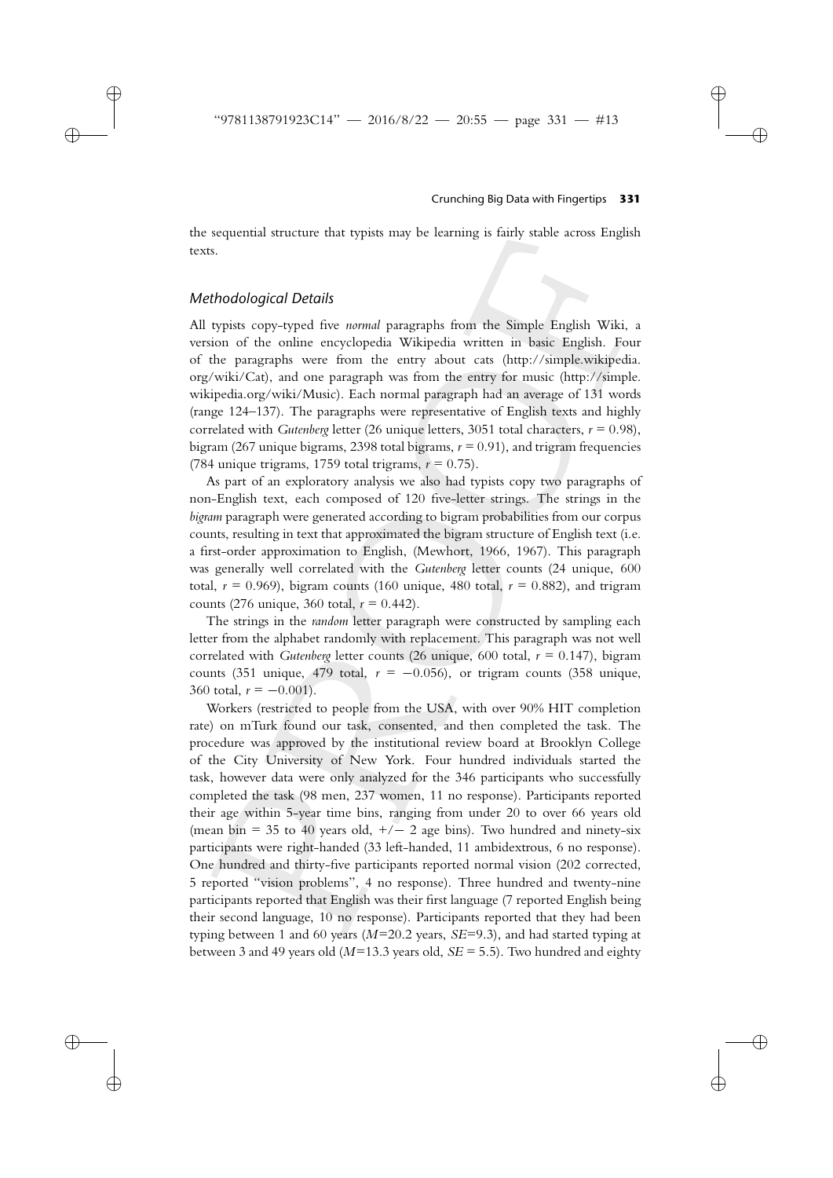the sequential structure that typists may be learning is fairly stable across English texts.

### *Methodological Details*

All typists copy-typed five *normal* paragraphs from the Simple English Wiki, a version of the online encyclopedia Wikipedia written in basic English. Four of the paragraphs were from the entry about cats (http://simple.wikipedia.org/wiki/Cat), and one paragraph was from the entry for music (http://simple.wikipedia.org/wiki/Music). Each normal paragraph had an average of 131 words (range 124–137). The paragraphs were representative of English texts and highly correlated with *Gutenberg* letter (26 unique letters, 3051 total characters, $r = 0.98$), bigram (267 unique bigrams, 2398 total bigrams, $r = 0.91$), and trigram frequencies (784 unique trigrams, 1759 total trigrams, $r = 0.75$).

As part of an exploratory analysis we also had typists copy two paragraphs of non-English text, each composed of 120 five-letter strings. The strings in the *bigram* paragraph were generated according to bigram probabilities from our corpus counts, resulting in text that approximated the bigram structure of English text (i.e. a first-order approximation to English, (Mewhort, 1966, 1967). This paragraph was generally well correlated with the *Gutenberg* letter counts (24 unique, 600 total, $r = 0.969$), bigram counts (160 unique, 480 total, $r = 0.882$), and trigram counts (276 unique, 360 total, $r = 0.442$).

The strings in the *random* letter paragraph were constructed by sampling each letter from the alphabet randomly with replacement. This paragraph was not well correlated with *Gutenberg* letter counts (26 unique, 600 total, $r = 0.147$), bigram counts (351 unique, 479 total, $r = -0.056$), or trigram counts (358 unique, 360 total, $r = -0.001$).

Workers (restricted to people from the USA, with over 90% HIT completion rate) on mTurk found our task, consented, and then completed the task. The procedure was approved by the institutional review board at Brooklyn College of the City University of New York. Four hundred individuals started the task, however data were only analyzed for the 346 participants who successfully completed the task (98 men, 237 women, 11 no response). Participants reported their age within 5-year time bins, ranging from under 20 to over 66 years old (mean bin = 35 to 40 years old, +/− 2 age bins). Two hundred and ninety-six participants were right-handed (33 left-handed, 11 ambidextrous, 6 no response). One hundred and thirty-five participants reported normal vision (202 corrected, 5 reported "vision problems", 4 no response). Three hundred and twenty-nine participants reported that English was their first language (7 reported English being their second language, 10 no response). Participants reported that they had been typing between 1 and 60 years ($M$=20.2 years, $SE$=9.3), and had started typing at between 3 and 49 years old ($M$=13.3 years old, $SE$ = 5.5). Two hundred and eighty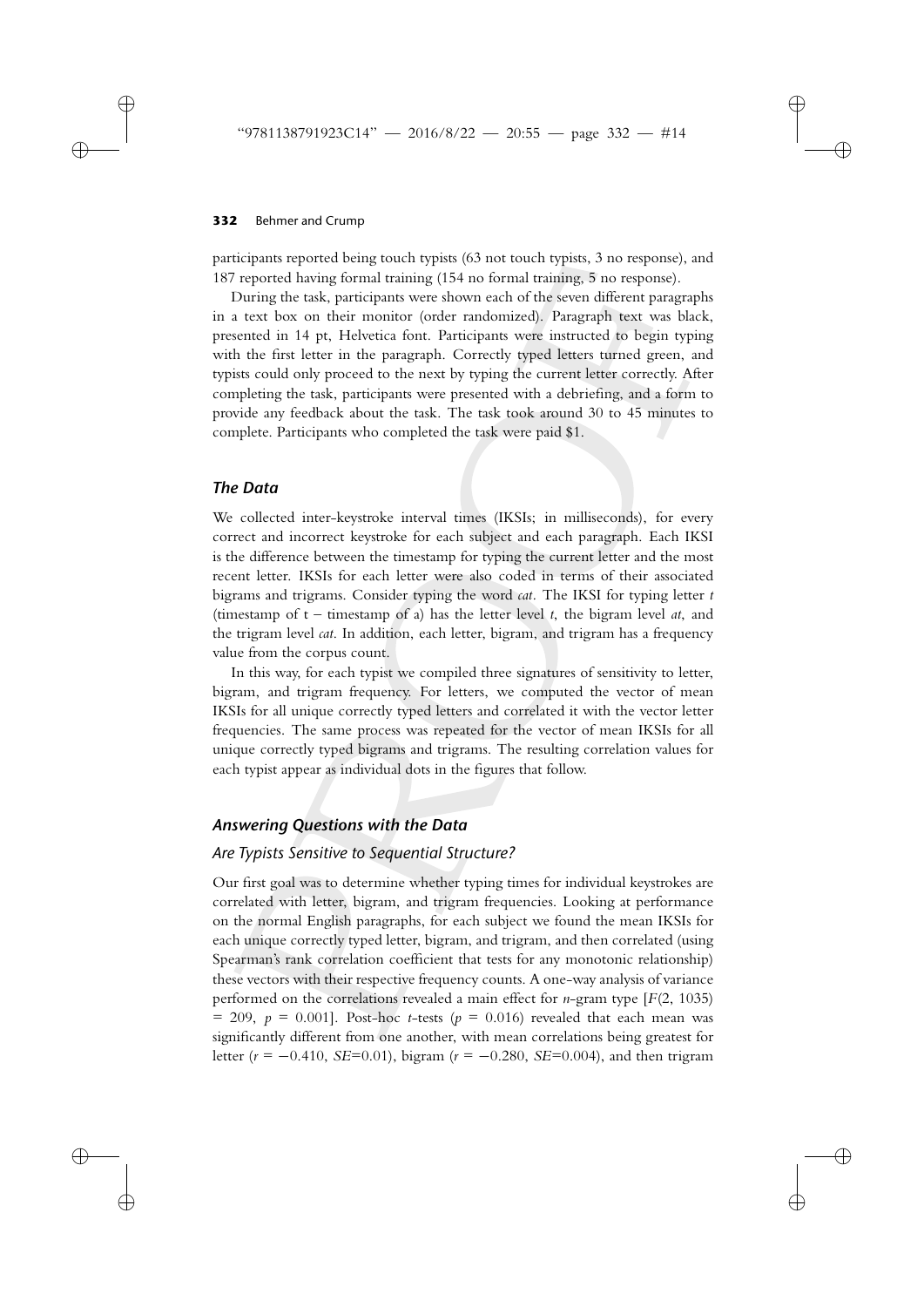participants reported being touch typists (63 not touch typists, 3 no response), and 187 reported having formal training (154 no formal training, 5 no response).

During the task, participants were shown each of the seven different paragraphs in a text box on their monitor (order randomized). Paragraph text was black, presented in 14 pt, Helvetica font. Participants were instructed to begin typing with the first letter in the paragraph. Correctly typed letters turned green, and typists could only proceed to the next by typing the current letter correctly. After completing the task, participants were presented with a debriefing, and a form to provide any feedback about the task. The task took around 30 to 45 minutes to complete. Participants who completed the task were paid $1.

### *The Data*

We collected inter-keystroke interval times (IKSIs; in milliseconds), for every correct and incorrect keystroke for each subject and each paragraph. Each IKSI is the difference between the timestamp for typing the current letter and the most recent letter. IKSIs for each letter were also coded in terms of their associated bigrams and trigrams. Consider typing the word *cat*. The IKSI for typing letter *t* (timestamp of t − timestamp of a) has the letter level *t*, the bigram level *at*, and the trigram level *cat*. In addition, each letter, bigram, and trigram has a frequency value from the corpus count.

In this way, for each typist we compiled three signatures of sensitivity to letter, bigram, and trigram frequency. For letters, we computed the vector of mean IKSIs for all unique correctly typed letters and correlated it with the vector letter frequencies. The same process was repeated for the vector of mean IKSIs for all unique correctly typed bigrams and trigrams. The resulting correlation values for each typist appear as individual dots in the figures that follow.

### *Answering Questions with the Data*

#### *Are Typists Sensitive to Sequential Structure?*

Our first goal was to determine whether typing times for individual keystrokes are correlated with letter, bigram, and trigram frequencies. Looking at performance on the normal English paragraphs, for each subject we found the mean IKSIs for each unique correctly typed letter, bigram, and trigram, and then correlated (using Spearman's rank correlation coefficient that tests for any monotonic relationship) these vectors with their respective frequency counts. A one-way analysis of variance performed on the correlations revealed a main effect for *n*-gram type [$F(2, 1035) = 209$, $p = 0.001$]. Post-hoc *t*-tests ($p = 0.016$) revealed that each mean was significantly different from one another, with mean correlations being greatest for letter ($r = -0.410$, $SE$=0.01), bigram ($r = -0.280$, $SE$=0.004), and then trigram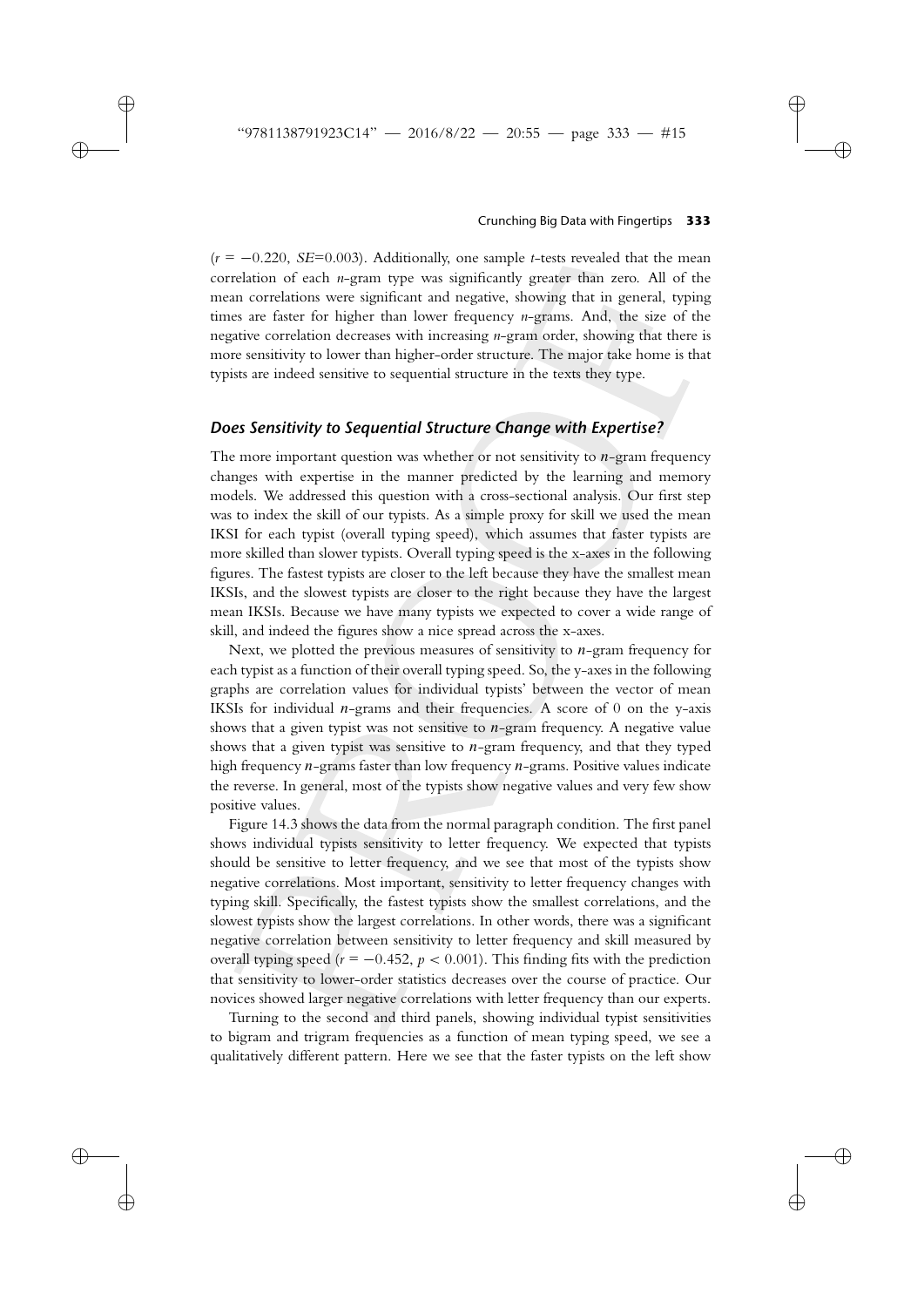($r = -0.220$, $SE$=0.003). Additionally, one sample $t$-tests revealed that the mean correlation of each $n$-gram type was significantly greater than zero. All of the mean correlations were significant and negative, showing that in general, typing times are faster for higher than lower frequency $n$-grams. And, the size of the negative correlation decreases with increasing $n$-gram order, showing that there is more sensitivity to lower than higher-order structure. The major take home is that typists are indeed sensitive to sequential structure in the texts they type.

### Does Sensitivity to Sequential Structure Change with Expertise?

The more important question was whether or not sensitivity to $n$-gram frequency changes with expertise in the manner predicted by the learning and memory models. We addressed this question with a cross-sectional analysis. Our first step was to index the skill of our typists. As a simple proxy for skill we used the mean IKSI for each typist (overall typing speed), which assumes that faster typists are more skilled than slower typists. Overall typing speed is the x-axes in the following figures. The fastest typists are closer to the left because they have the smallest mean IKSIs, and the slowest typists are closer to the right because they have the largest mean IKSIs. Because we have many typists we expected to cover a wide range of skill, and indeed the figures show a nice spread across the x-axes.

Next, we plotted the previous measures of sensitivity to $n$-gram frequency for each typist as a function of their overall typing speed. So, the y-axes in the following graphs are correlation values for individual typists' between the vector of mean IKSIs for individual $n$-grams and their frequencies. A score of 0 on the y-axis shows that a given typist was not sensitive to $n$-gram frequency. A negative value shows that a given typist was sensitive to $n$-gram frequency, and that they typed high frequency $n$-grams faster than low frequency $n$-grams. Positive values indicate the reverse. In general, most of the typists show negative values and very few show positive values.

Figure 14.3 shows the data from the normal paragraph condition. The first panel shows individual typists sensitivity to letter frequency. We expected that typists should be sensitive to letter frequency, and we see that most of the typists show negative correlations. Most important, sensitivity to letter frequency changes with typing skill. Specifically, the fastest typists show the smallest correlations, and the slowest typists show the largest correlations. In other words, there was a significant negative correlation between sensitivity to letter frequency and skill measured by overall typing speed ($r = -0.452$, $p < 0.001$). This finding fits with the prediction that sensitivity to lower-order statistics decreases over the course of practice. Our novices showed larger negative correlations with letter frequency than our experts.

Turning to the second and third panels, showing individual typist sensitivities to bigram and trigram frequencies as a function of mean typing speed, we see a qualitatively different pattern. Here we see that the faster typists on the left show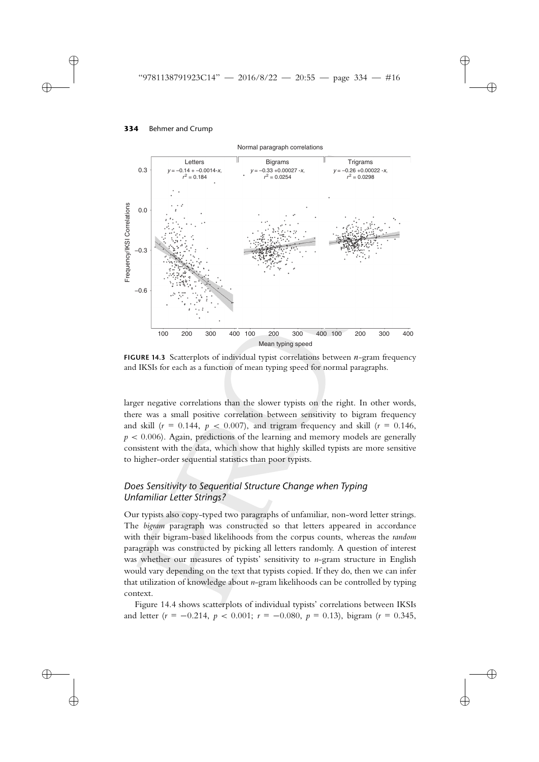**FIGURE 14.3** Scatterplots of individual typist correlations between $n$-gram frequency and IKSIs for each as a function of mean typing speed for normal paragraphs.

larger negative correlations than the slower typists on the right. In other words, there was a small positive correlation between sensitivity to bigram frequency and skill ($r = 0.144$, $p < 0.007$), and trigram frequency and skill ($r = 0.146$, $p < 0.006$). Again, predictions of the learning and memory models are generally consistent with the data, which show that highly skilled typists are more sensitive to higher-order sequential statistics than poor typists.

### *Does Sensitivity to Sequential Structure Change when Typing Unfamiliar Letter Strings?*

Our typists also copy-typed two paragraphs of unfamiliar, non-word letter strings. The *bigram* paragraph was constructed so that letters appeared in accordance with their bigram-based likelihoods from the corpus counts, whereas the *random* paragraph was constructed by picking all letters randomly. A question of interest was whether our measures of typists' sensitivity to $n$-gram structure in English would vary depending on the text that typists copied. If they do, then we can infer that utilization of knowledge about $n$-gram likelihoods can be controlled by typing context.

Figure 14.4 shows scatterplots of individual typists' correlations between IKSIs and letter ($r = -0.214$, $p < 0.001$; $r = -0.080$, $p = 0.13$), bigram ($r = 0.345$,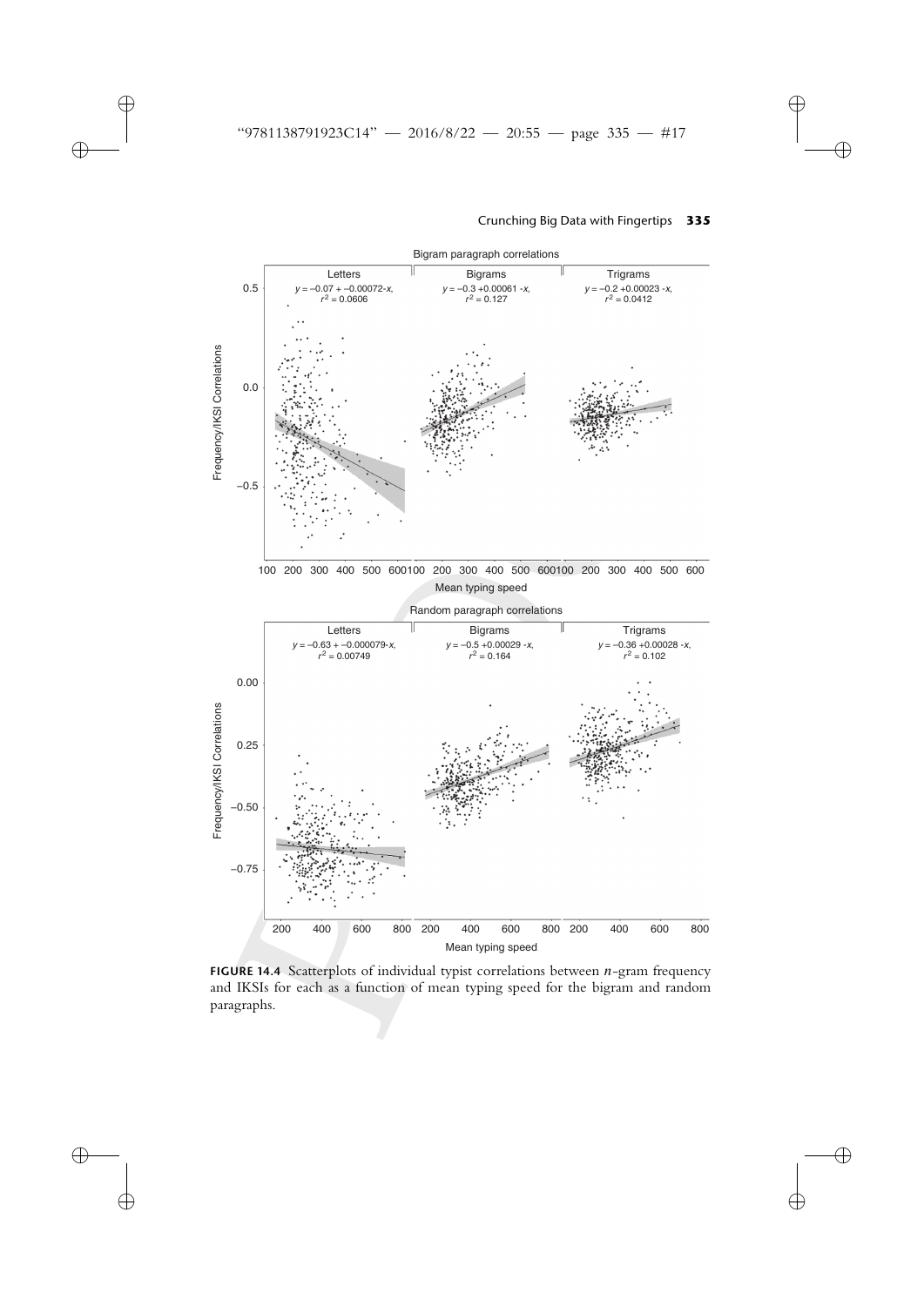**FIGURE 14.4** Scatterplots of individual typist correlations between $n$-gram frequency and IKSIs for each as a function of mean typing speed for the bigram and random paragraphs.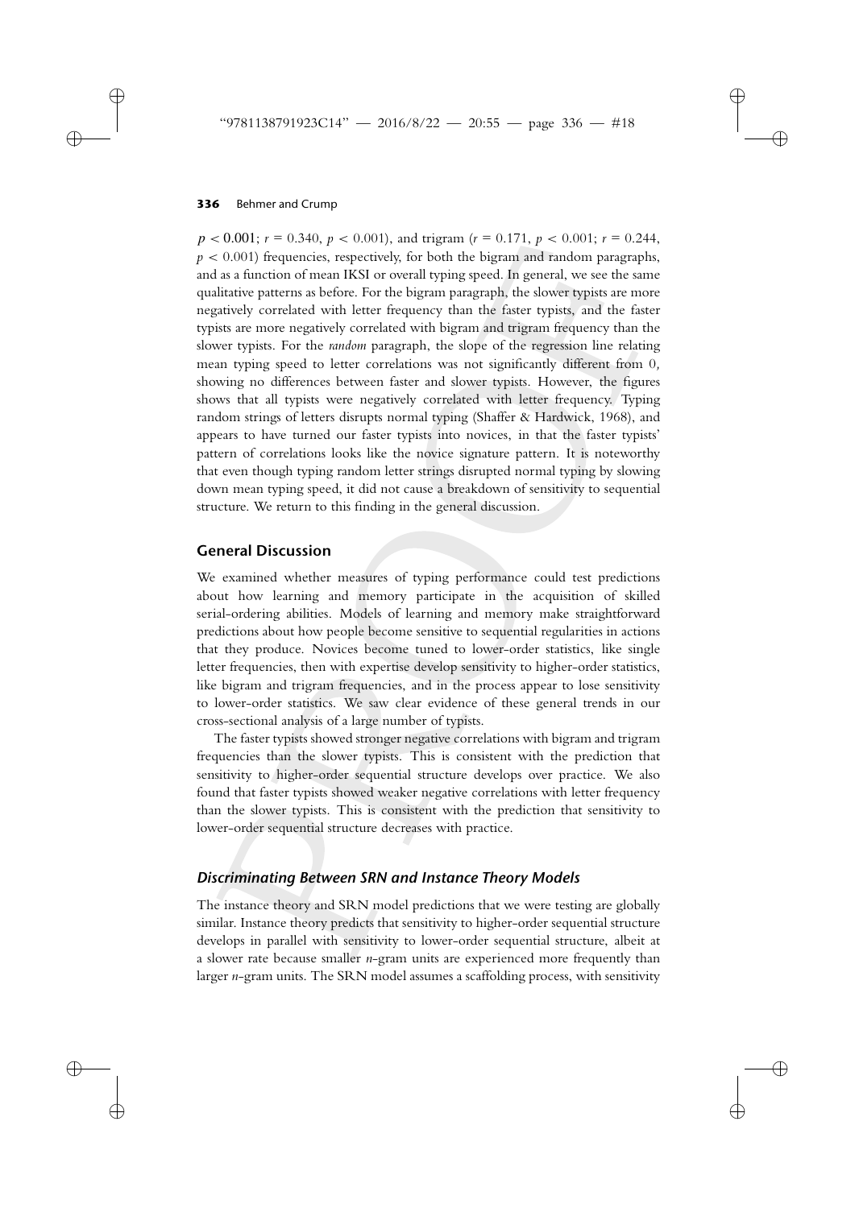$p < 0.001$; $r = 0.340$, $p < 0.001$), and trigram ($r = 0.171$, $p < 0.001$; $r = 0.244$, $p < 0.001$) frequencies, respectively, for both the bigram and random paragraphs, and as a function of mean IKSI or overall typing speed. In general, we see the same qualitative patterns as before. For the bigram paragraph, the slower typists are more negatively correlated with letter frequency than the faster typists, and the faster typists are more negatively correlated with bigram and trigram frequency than the slower typists. For the *random* paragraph, the slope of the regression line relating mean typing speed to letter correlations was not significantly different from 0, showing no differences between faster and slower typists. However, the figures shows that all typists were negatively correlated with letter frequency. Typing random strings of letters disrupts normal typing (Shaffer & Hardwick, 1968), and appears to have turned our faster typists into novices, in that the faster typists' pattern of correlations looks like the novice signature pattern. It is noteworthy that even though typing random letter strings disrupted normal typing by slowing down mean typing speed, it did not cause a breakdown of sensitivity to sequential structure. We return to this finding in the general discussion.

## General Discussion

We examined whether measures of typing performance could test predictions about how learning and memory participate in the acquisition of skilled serial-ordering abilities. Models of learning and memory make straightforward predictions about how people become sensitive to sequential regularities in actions that they produce. Novices become tuned to lower-order statistics, like single letter frequencies, then with expertise develop sensitivity to higher-order statistics, like bigram and trigram frequencies, and in the process appear to lose sensitivity to lower-order statistics. We saw clear evidence of these general trends in our cross-sectional analysis of a large number of typists.

The faster typists showed stronger negative correlations with bigram and trigram frequencies than the slower typists. This is consistent with the prediction that sensitivity to higher-order sequential structure develops over practice. We also found that faster typists showed weaker negative correlations with letter frequency than the slower typists. This is consistent with the prediction that sensitivity to lower-order sequential structure decreases with practice.

### *Discriminating Between SRN and Instance Theory Models*

The instance theory and SRN model predictions that we were testing are globally similar. Instance theory predicts that sensitivity to higher-order sequential structure develops in parallel with sensitivity to lower-order sequential structure, albeit at a slower rate because smaller *n*-gram units are experienced more frequently than larger *n*-gram units. The SRN model assumes a scaffolding process, with sensitivity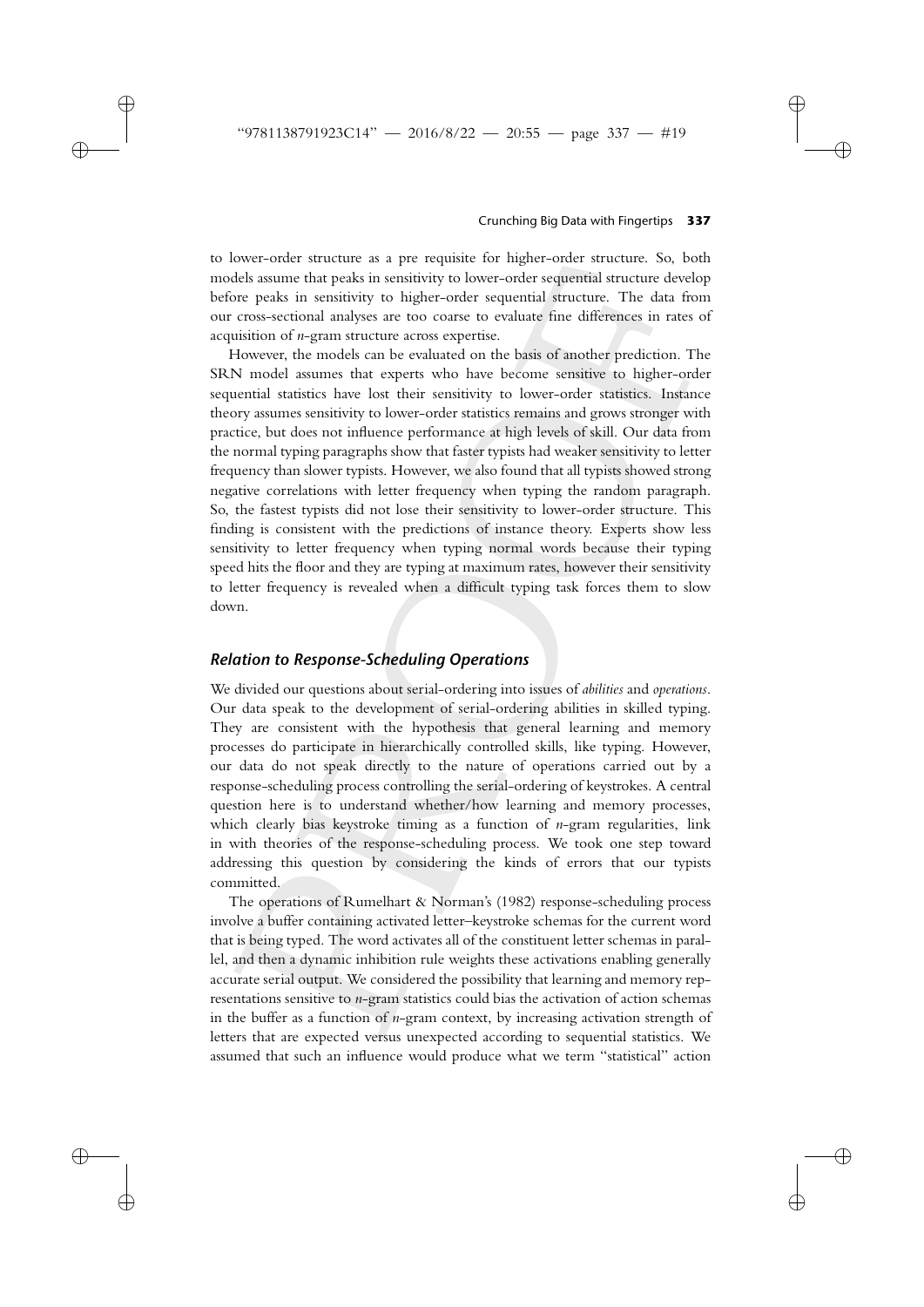to lower-order structure as a pre requisite for higher-order structure. So, both models assume that peaks in sensitivity to lower-order sequential structure develop before peaks in sensitivity to higher-order sequential structure. The data from our cross-sectional analyses are too coarse to evaluate fine differences in rates of acquisition of $n$-gram structure across expertise.

However, the models can be evaluated on the basis of another prediction. The SRN model assumes that experts who have become sensitive to higher-order sequential statistics have lost their sensitivity to lower-order statistics. Instance theory assumes sensitivity to lower-order statistics remains and grows stronger with practice, but does not influence performance at high levels of skill. Our data from the normal typing paragraphs show that faster typists had weaker sensitivity to letter frequency than slower typists. However, we also found that all typists showed strong negative correlations with letter frequency when typing the random paragraph. So, the fastest typists did not lose their sensitivity to lower-order structure. This finding is consistent with the predictions of instance theory. Experts show less sensitivity to letter frequency when typing normal words because their typing speed hits the floor and they are typing at maximum rates, however their sensitivity to letter frequency is revealed when a difficult typing task forces them to slow down.

### *Relation to Response-Scheduling Operations*

We divided our questions about serial-ordering into issues of *abilities* and *operations*. Our data speak to the development of serial-ordering abilities in skilled typing. They are consistent with the hypothesis that general learning and memory processes do participate in hierarchically controlled skills, like typing. However, our data do not speak directly to the nature of operations carried out by a response-scheduling process controlling the serial-ordering of keystrokes. A central question here is to understand whether/how learning and memory processes, which clearly bias keystroke timing as a function of $n$-gram regularities, link in with theories of the response-scheduling process. We took one step toward addressing this question by considering the kinds of errors that our typists committed.

The operations of Rumelhart & Norman's (1982) response-scheduling process involve a buffer containing activated letter–keystroke schemas for the current word that is being typed. The word activates all of the constituent letter schemas in parallel, and then a dynamic inhibition rule weights these activations enabling generally accurate serial output. We considered the possibility that learning and memory representations sensitive to $n$-gram statistics could bias the activation of action schemas in the buffer as a function of $n$-gram context, by increasing activation strength of letters that are expected versus unexpected according to sequential statistics. We assumed that such an influence would produce what we term "statistical" action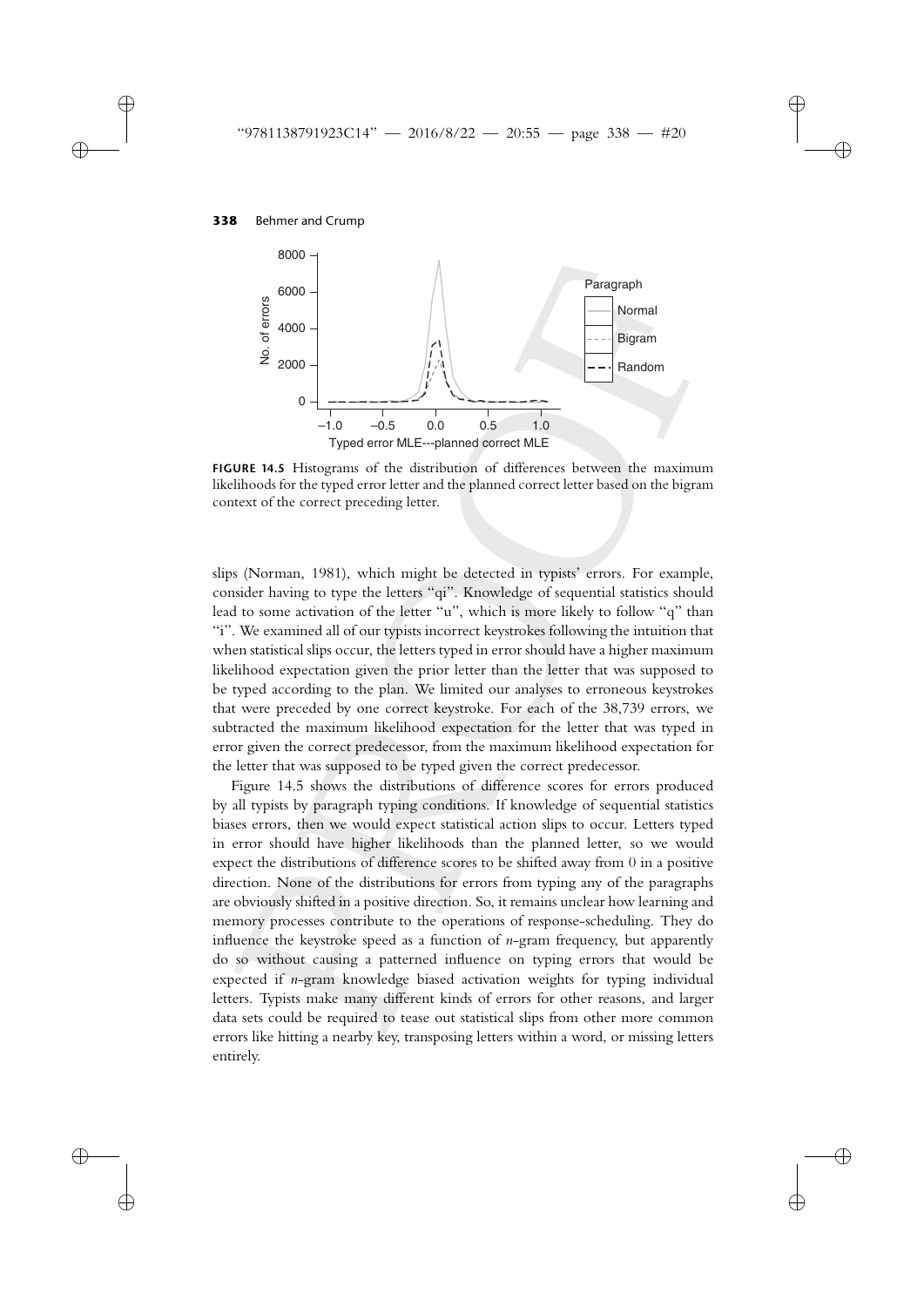**FIGURE 14.5** Histograms of the distribution of differences between the maximum likelihoods for the typed error letter and the planned correct letter based on the bigram context of the correct preceding letter.

slips (Norman, 1981), which might be detected in typists' errors. For example, consider having to type the letters "qi". Knowledge of sequential statistics should lead to some activation of the letter "u", which is more likely to follow "q" than "i". We examined all of our typists incorrect keystrokes following the intuition that when statistical slips occur, the letters typed in error should have a higher maximum likelihood expectation given the prior letter than the letter that was supposed to be typed according to the plan. We limited our analyses to erroneous keystrokes that were preceded by one correct keystroke. For each of the 38,739 errors, we subtracted the maximum likelihood expectation for the letter that was typed in error given the correct predecessor, from the maximum likelihood expectation for the letter that was supposed to be typed given the correct predecessor.

Figure 14.5 shows the distributions of difference scores for errors produced by all typists by paragraph typing conditions. If knowledge of sequential statistics biases errors, then we would expect statistical action slips to occur. Letters typed in error should have higher likelihoods than the planned letter, so we would expect the distributions of difference scores to be shifted away from 0 in a positive direction. None of the distributions for errors from typing any of the paragraphs are obviously shifted in a positive direction. So, it remains unclear how learning and memory processes contribute to the operations of response-scheduling. They do influence the keystroke speed as a function of *n*-gram frequency, but apparently do so without causing a patterned influence on typing errors that would be expected if *n*-gram knowledge biased activation weights for typing individual letters. Typists make many different kinds of errors for other reasons, and larger data sets could be required to tease out statistical slips from other more common errors like hitting a nearby key, transposing letters within a word, or missing letters entirely.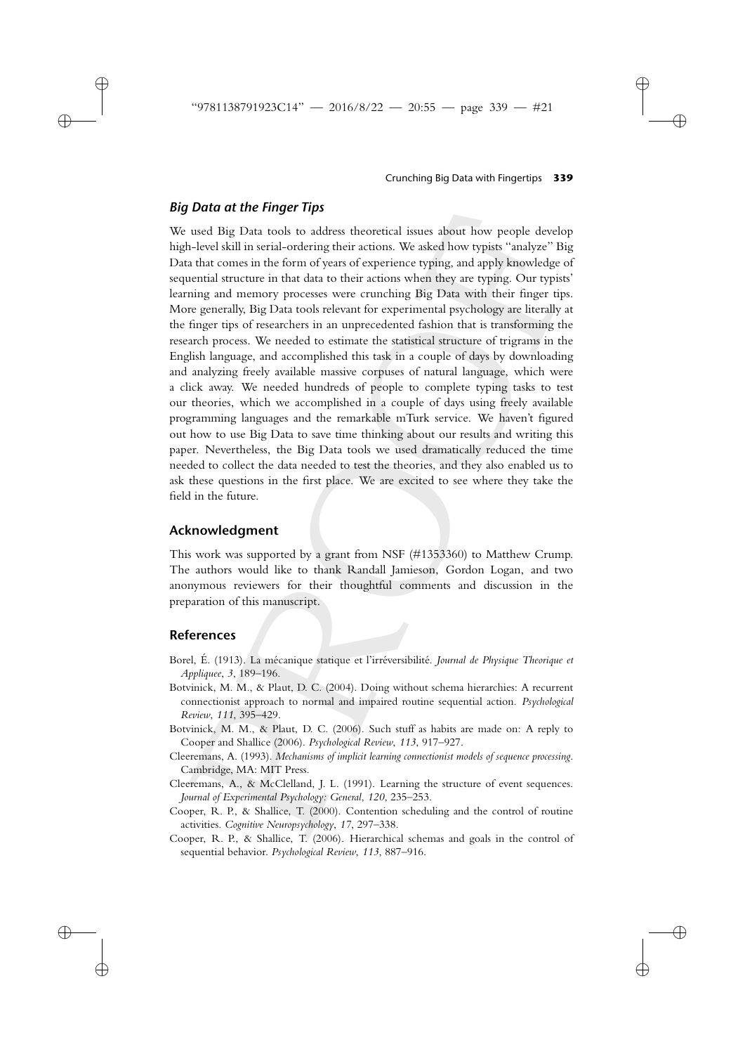### *Big Data at the Finger Tips*

We used Big Data tools to address theoretical issues about how people develop high-level skill in serial-ordering their actions. We asked how typists "analyze" Big Data that comes in the form of years of experience typing, and apply knowledge of sequential structure in that data to their actions when they are typing. Our typists' learning and memory processes were crunching Big Data with their finger tips. More generally, Big Data tools relevant for experimental psychology are literally at the finger tips of researchers in an unprecedented fashion that is transforming the research process. We needed to estimate the statistical structure of trigrams in the English language, and accomplished this task in a couple of days by downloading and analyzing freely available massive corpuses of natural language, which were a click away. We needed hundreds of people to complete typing tasks to test our theories, which we accomplished in a couple of days using freely available programming languages and the remarkable mTurk service. We haven't figured out how to use Big Data to save time thinking about our results and writing this paper. Nevertheless, the Big Data tools we used dramatically reduced the time needed to collect the data needed to test the theories, and they also enabled us to ask these questions in the first place. We are excited to see where they take the field in the future.

## Acknowledgment

This work was supported by a grant from NSF (#1353360) to Matthew Crump. The authors would like to thank Randall Jamieson, Gordon Logan, and two anonymous reviewers for their thoughtful comments and discussion in the preparation of this manuscript.

## References

Borel, É. (1913). La mécanique statique et l'irréversibilité. *Journal de Physique Theorique et Appliquee*, *3*, 189–196.

Botvinick, M. M., & Plaut, D. C. (2004). Doing without schema hierarchies: A recurrent connectionist approach to normal and impaired routine sequential action. *Psychological Review*, *111*, 395–429.

Botvinick, M. M., & Plaut, D. C. (2006). Such stuff as habits are made on: A reply to Cooper and Shallice (2006). *Psychological Review*, *113*, 917–927.

Cleeremans, A. (1993). *Mechanisms of implicit learning connectionist models of sequence processing*. Cambridge, MA: MIT Press.

Cleeremans, A., & McClelland, J. L. (1991). Learning the structure of event sequences. *Journal of Experimental Psychology: General*, *120*, 235–253.

Cooper, R. P., & Shallice, T. (2000). Contention scheduling and the control of routine activities. *Cognitive Neuropsychology*, *17*, 297–338.

Cooper, R. P., & Shallice, T. (2006). Hierarchical schemas and goals in the control of sequential behavior. *Psychological Review*, *113*, 887–916.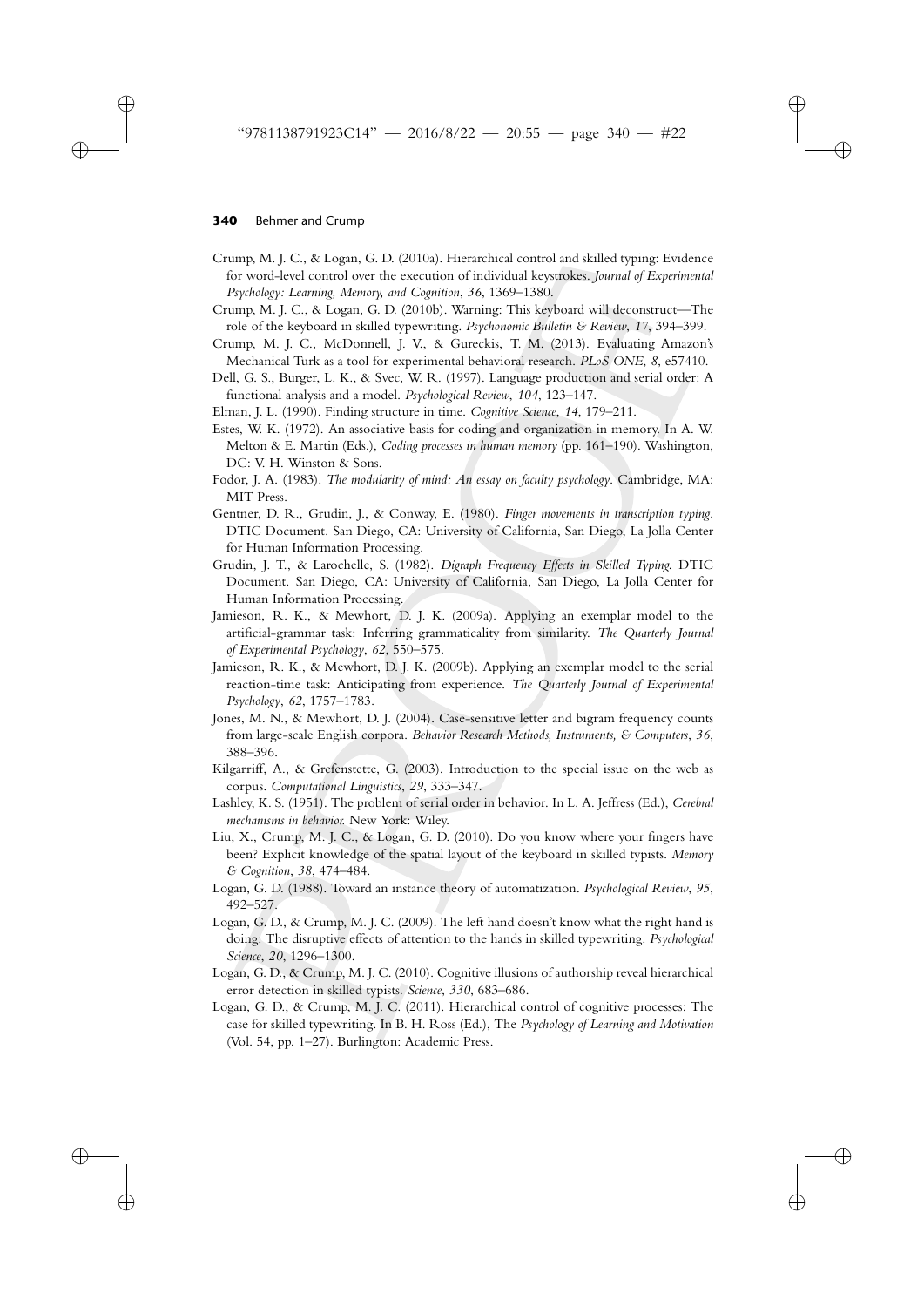Crump, M. J. C., & Logan, G. D. (2010a). Hierarchical control and skilled typing: Evidence for word-level control over the execution of individual keystrokes. *Journal of Experimental Psychology: Learning, Memory, and Cognition*, *36*, 1369–1380.

Crump, M. J. C., & Logan, G. D. (2010b). Warning: This keyboard will deconstruct—The role of the keyboard in skilled typewriting. *Psychonomic Bulletin & Review*, *17*, 394–399.

Crump, M. J. C., McDonnell, J. V., & Gureckis, T. M. (2013). Evaluating Amazon's Mechanical Turk as a tool for experimental behavioral research. *PLoS ONE*, *8*, e57410.

Dell, G. S., Burger, L. K., & Svec, W. R. (1997). Language production and serial order: A functional analysis and a model. *Psychological Review*, *104*, 123–147.

Elman, J. L. (1990). Finding structure in time. *Cognitive Science*, *14*, 179–211.

Estes, W. K. (1972). An associative basis for coding and organization in memory. In A. W. Melton & E. Martin (Eds.), *Coding processes in human memory* (pp. 161–190). Washington, DC: V. H. Winston & Sons.

Fodor, J. A. (1983). *The modularity of mind: An essay on faculty psychology*. Cambridge, MA: MIT Press.

Gentner, D. R., Grudin, J., & Conway, E. (1980). *Finger movements in transcription typing*. DTIC Document. San Diego, CA: University of California, San Diego, La Jolla Center for Human Information Processing.

Grudin, J. T., & Larochelle, S. (1982). *Digraph Frequency Effects in Skilled Typing*. DTIC Document. San Diego, CA: University of California, San Diego, La Jolla Center for Human Information Processing.

Jamieson, R. K., & Mewhort, D. J. K. (2009a). Applying an exemplar model to the artificial-grammar task: Inferring grammaticality from similarity. *The Quarterly Journal of Experimental Psychology*, *62*, 550–575.

Jamieson, R. K., & Mewhort, D. J. K. (2009b). Applying an exemplar model to the serial reaction-time task: Anticipating from experience. *The Quarterly Journal of Experimental Psychology*, *62*, 1757–1783.

Jones, M. N., & Mewhort, D. J. (2004). Case-sensitive letter and bigram frequency counts from large-scale English corpora. *Behavior Research Methods, Instruments, & Computers*, *36*, 388–396.

Kilgarriff, A., & Grefenstette, G. (2003). Introduction to the special issue on the web as corpus. *Computational Linguistics*, *29*, 333–347.

Lashley, K. S. (1951). The problem of serial order in behavior. In L. A. Jeffress (Ed.), *Cerebral mechanisms in behavior.* New York: Wiley.

Liu, X., Crump, M. J. C., & Logan, G. D. (2010). Do you know where your fingers have been? Explicit knowledge of the spatial layout of the keyboard in skilled typists. *Memory & Cognition*, *38*, 474–484.

Logan, G. D. (1988). Toward an instance theory of automatization. *Psychological Review*, *95*, 492–527.

Logan, G. D., & Crump, M. J. C. (2009). The left hand doesn't know what the right hand is doing: The disruptive effects of attention to the hands in skilled typewriting. *Psychological Science*, *20*, 1296–1300.

Logan, G. D., & Crump, M. J. C. (2010). Cognitive illusions of authorship reveal hierarchical error detection in skilled typists. *Science*, *330*, 683–686.

Logan, G. D., & Crump, M. J. C. (2011). Hierarchical control of cognitive processes: The case for skilled typewriting. In B. H. Ross (Ed.), The *Psychology of Learning and Motivation* (Vol. 54, pp. 1–27). Burlington: Academic Press.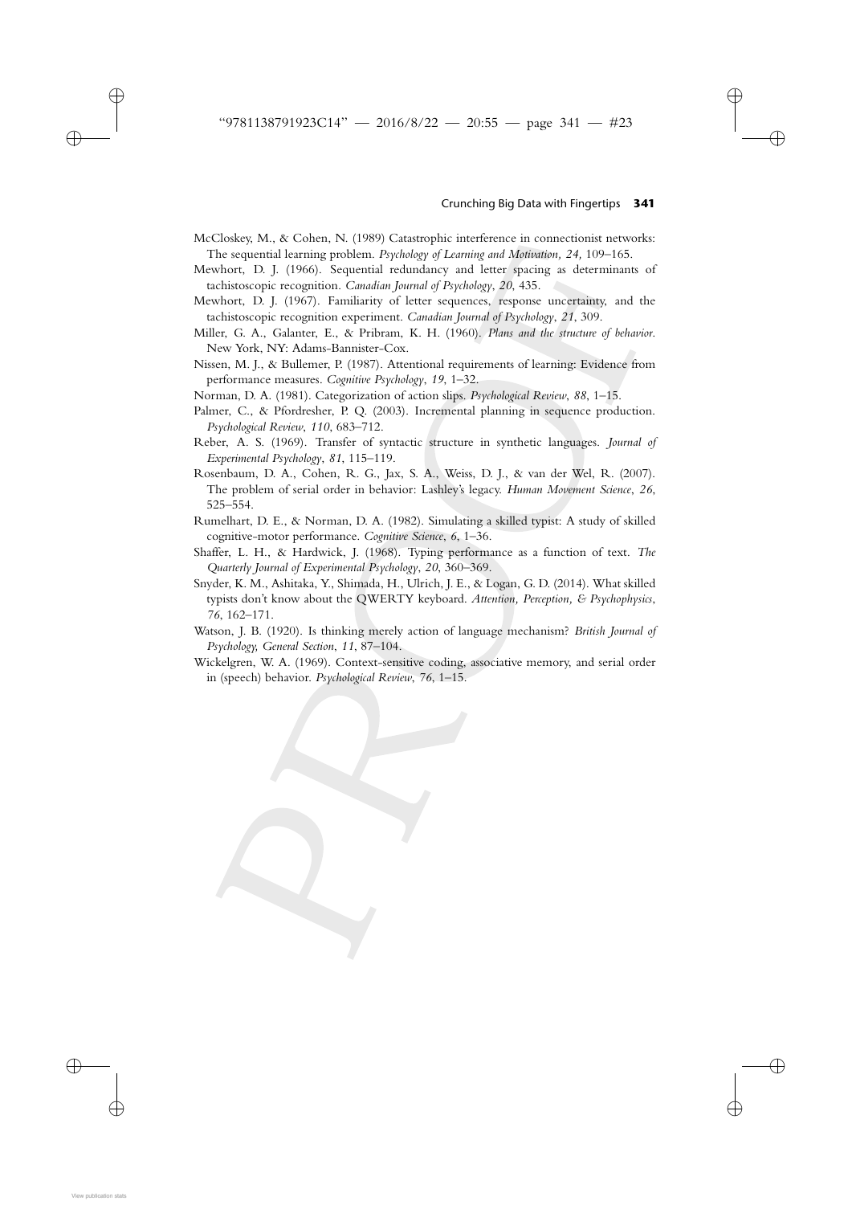McCloskey, M., & Cohen, N. (1989) Catastrophic interference in connectionist networks: The sequential learning problem. *Psychology of Learning and Motivation, 24,* 109–165.

Mewhort, D. J. (1966). Sequential redundancy and letter spacing as determinants of tachistoscopic recognition. *Canadian Journal of Psychology*, *20*, 435.

Mewhort, D. J. (1967). Familiarity of letter sequences, response uncertainty, and the tachistoscopic recognition experiment. *Canadian Journal of Psychology*, *21*, 309.

Miller, G. A., Galanter, E., & Pribram, K. H. (1960). *Plans and the structure of behavior*. New York, NY: Adams-Bannister-Cox.

Nissen, M. J., & Bullemer, P. (1987). Attentional requirements of learning: Evidence from performance measures. *Cognitive Psychology*, *19*, 1–32.

Norman, D. A. (1981). Categorization of action slips. *Psychological Review*, *88*, 1–15.

Palmer, C., & Pfordresher, P. Q. (2003). Incremental planning in sequence production. *Psychological Review*, *110*, 683–712.

Reber, A. S. (1969). Transfer of syntactic structure in synthetic languages. *Journal of Experimental Psychology*, *81*, 115–119.

Rosenbaum, D. A., Cohen, R. G., Jax, S. A., Weiss, D. J., & van der Wel, R. (2007). The problem of serial order in behavior: Lashley's legacy. *Human Movement Science*, *26*, 525–554.

Rumelhart, D. E., & Norman, D. A. (1982). Simulating a skilled typist: A study of skilled cognitive-motor performance. *Cognitive Science*, *6*, 1–36.

Shaffer, L. H., & Hardwick, J. (1968). Typing performance as a function of text. *The Quarterly Journal of Experimental Psychology*, *20*, 360–369.

Snyder, K. M., Ashitaka, Y., Shimada, H., Ulrich, J. E., & Logan, G. D. (2014). What skilled typists don't know about the QWERTY keyboard. *Attention, Perception, & Psychophysics*, *76*, 162–171.

Watson, J. B. (1920). Is thinking merely action of language mechanism? *British Journal of Psychology, General Section*, *11*, 87–104.

Wickelgren, W. A. (1969). Context-sensitive coding, associative memory, and serial order in (speech) behavior. *Psychological Review*, *76*, 1–15.